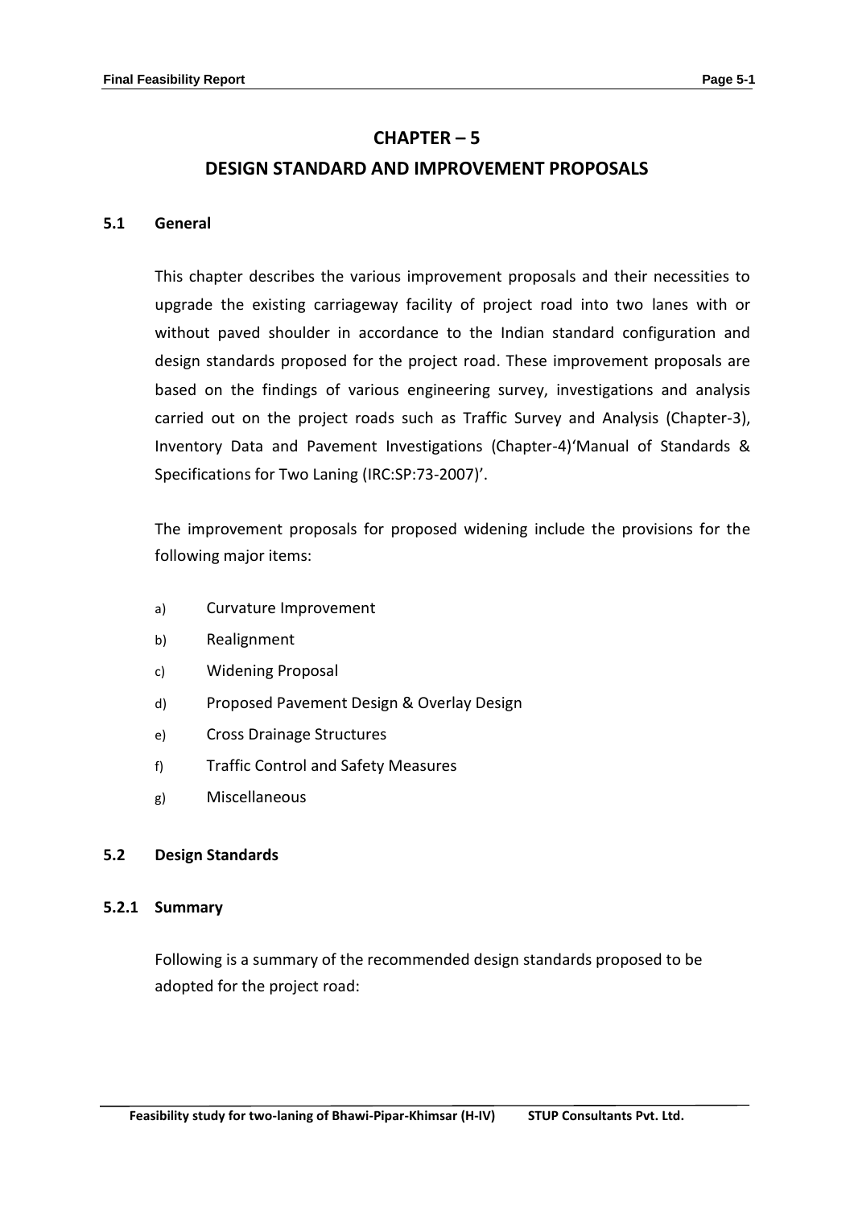# CHAPTER – 5

# DESIGN STANDARD AND IMPROVEMENT PROPOSALS

## 5.1 General

This chapter describes the various improvement proposals and their necessities to upgrade the existing carriageway facility of project road into two lanes with or without paved shoulder in accordance to the Indian standard configuration and design standards proposed for the project road. These improvement proposals are based on the findings of various engineering survey, investigations and analysis carried out on the project roads such as Traffic Survey and Analysis (Chapter-3), Inventory Data and Pavement Investigations (Chapter-4)'Manual of Standards & Specifications for Two Laning (IRC:SP:73-2007)'.

The improvement proposals for proposed widening include the provisions for the following major items:

a) Curvature Improvement

b) Realignment

c) Widening Proposal

d) Proposed Pavement Design & Overlay Design

e) Cross Drainage Structures

f) Traffic Control and Safety Measures

g) Miscellaneous

## 5.2 Design Standards

### 5.2.1 Summary

Following is a summary of the recommended design standards proposed to be adopted for the project road: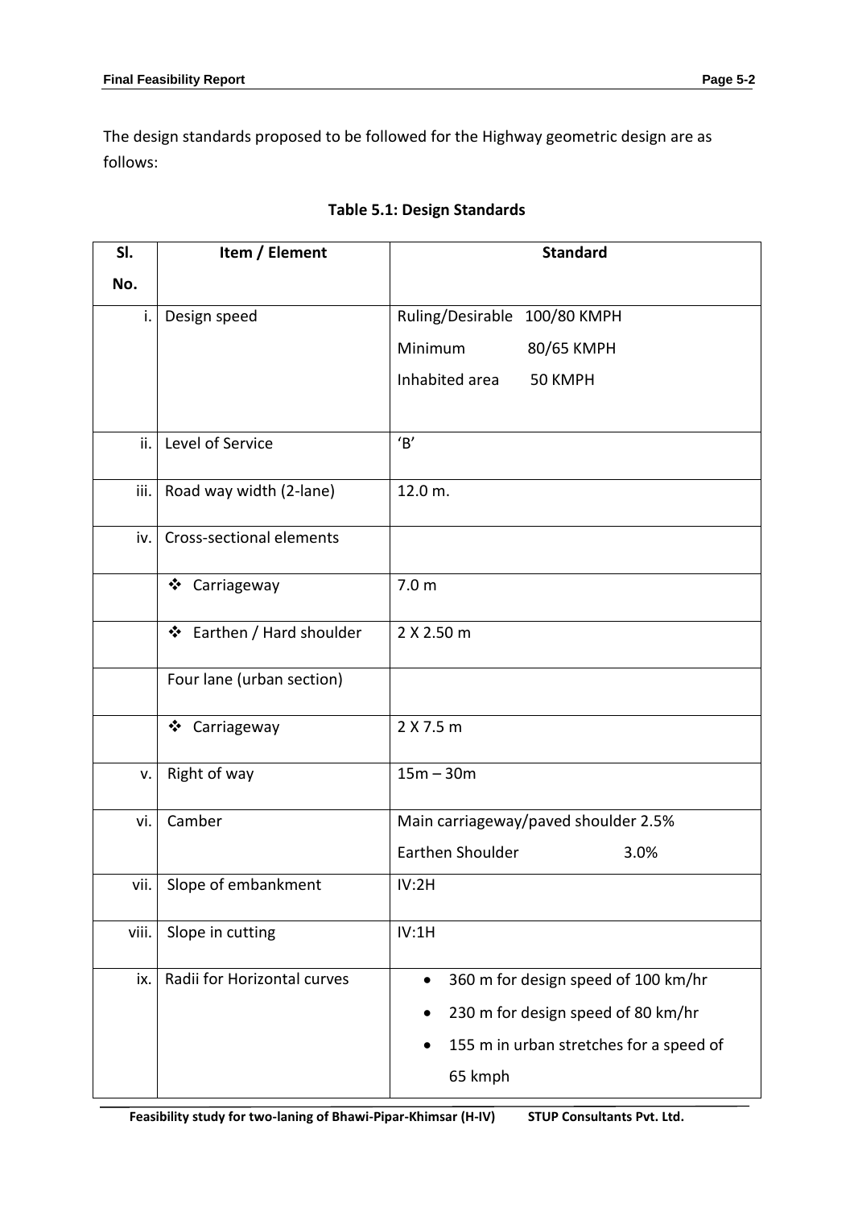The design standards proposed to be followed for the Highway geometric design are as follows:

**Table 5.1: Design Standards**

| Sl. No. | Item / Element | Standard |
|---|---|---|
| i. | Design speed | Ruling/Desirable 100/80 KMPH<br>Minimum 80/65 KMPH<br>Inhabited area 50 KMPH |
| ii. | Level of Service | 'B' |
| iii. | Road way width (2-lane) | 12.0 m. |
| iv. | Cross-sectional elements | |
| | ❖ Carriageway | 7.0 m |
| | ❖ Earthen / Hard shoulder | 2 X 2.50 m |
| | Four lane (urban section) | |
| | ❖ Carriageway | 2 X 7.5 m |
| v. | Right of way | 15m – 30m |
| vi. | Camber | Main carriageway/paved shoulder 2.5%<br>Earthen Shoulder 3.0% |
| vii. | Slope of embankment | IV:2H |
| viii. | Slope in cutting | IV:1H |
| ix. | Radii for Horizontal curves | • 360 m for design speed of 100 km/hr<br>• 230 m for design speed of 80 km/hr<br>• 155 m in urban stretches for a speed of 65 kmph |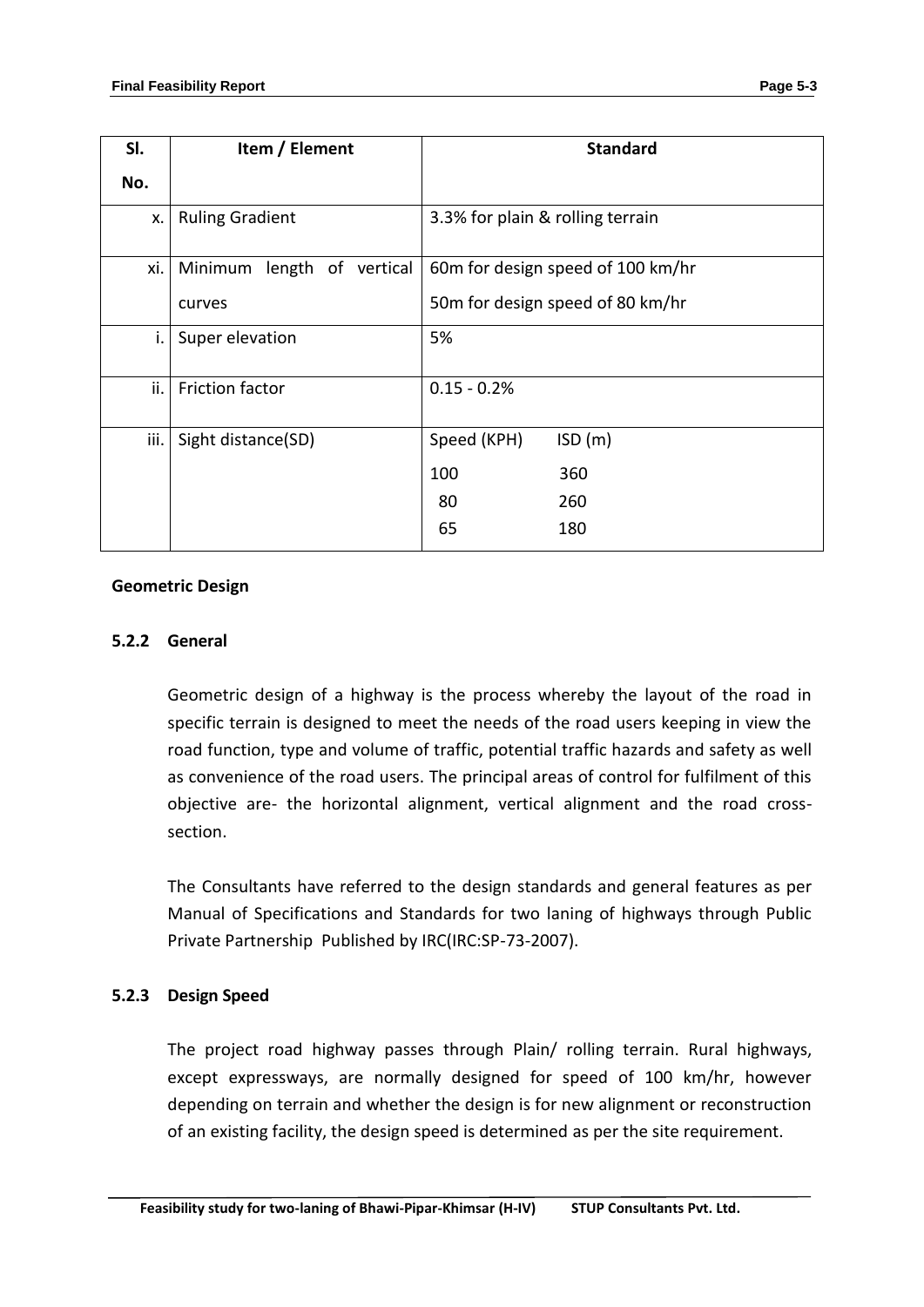| Sl. No. | Item / Element | Standard |
|---|---|---|
| x. | Ruling Gradient | 3.3% for plain & rolling terrain |
| xi. | Minimum length of vertical curves | 60m for design speed of 100 km/hr<br>50m for design speed of 80 km/hr |
| i. | Super elevation | 5% |
| ii. | Friction factor | 0.15 - 0.2% |
| iii. | Sight distance(SD) | Speed (KPH) ISD (m)<br>100 360<br>80 260<br>65 180 |

**Geometric Design**

### 5.2.2 General

Geometric design of a highway is the process whereby the layout of the road in specific terrain is designed to meet the needs of the road users keeping in view the road function, type and volume of traffic, potential traffic hazards and safety as well as convenience of the road users. The principal areas of control for fulfilment of this objective are- the horizontal alignment, vertical alignment and the road cross-section.

The Consultants have referred to the design standards and general features as per Manual of Specifications and Standards for two laning of highways through Public Private Partnership Published by IRC(IRC:SP-73-2007).

### 5.2.3 Design Speed

The project road highway passes through Plain/ rolling terrain. Rural highways, except expressways, are normally designed for speed of 100 km/hr, however depending on terrain and whether the design is for new alignment or reconstruction of an existing facility, the design speed is determined as per the site requirement.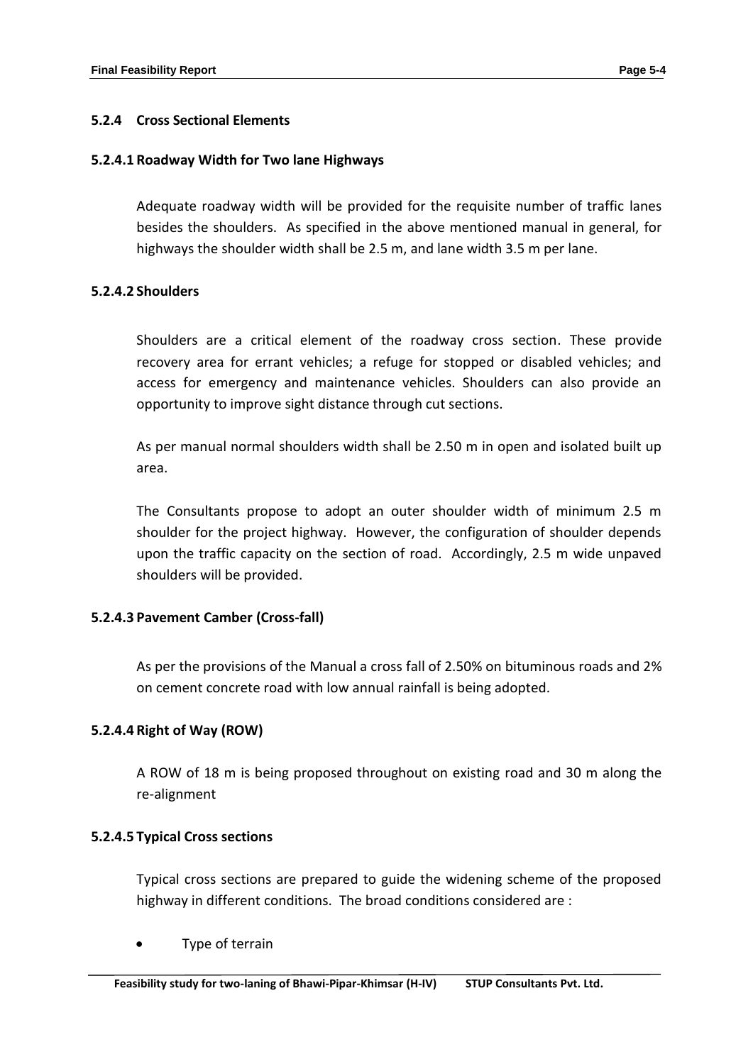### 5.2.4 Cross Sectional Elements

#### 5.2.4.1 Roadway Width for Two lane Highways

Adequate roadway width will be provided for the requisite number of traffic lanes besides the shoulders. As specified in the above mentioned manual in general, for highways the shoulder width shall be 2.5 m, and lane width 3.5 m per lane.

#### 5.2.4.2 Shoulders

Shoulders are a critical element of the roadway cross section. These provide recovery area for errant vehicles; a refuge for stopped or disabled vehicles; and access for emergency and maintenance vehicles. Shoulders can also provide an opportunity to improve sight distance through cut sections.

As per manual normal shoulders width shall be 2.50 m in open and isolated built up area.

The Consultants propose to adopt an outer shoulder width of minimum 2.5 m shoulder for the project highway. However, the configuration of shoulder depends upon the traffic capacity on the section of road. Accordingly, 2.5 m wide unpaved shoulders will be provided.

#### 5.2.4.3 Pavement Camber (Cross-fall)

As per the provisions of the Manual a cross fall of 2.50% on bituminous roads and 2% on cement concrete road with low annual rainfall is being adopted.

#### 5.2.4.4 Right of Way (ROW)

A ROW of 18 m is being proposed throughout on existing road and 30 m along the re-alignment

#### 5.2.4.5 Typical Cross sections

Typical cross sections are prepared to guide the widening scheme of the proposed highway in different conditions. The broad conditions considered are :

- Type of terrain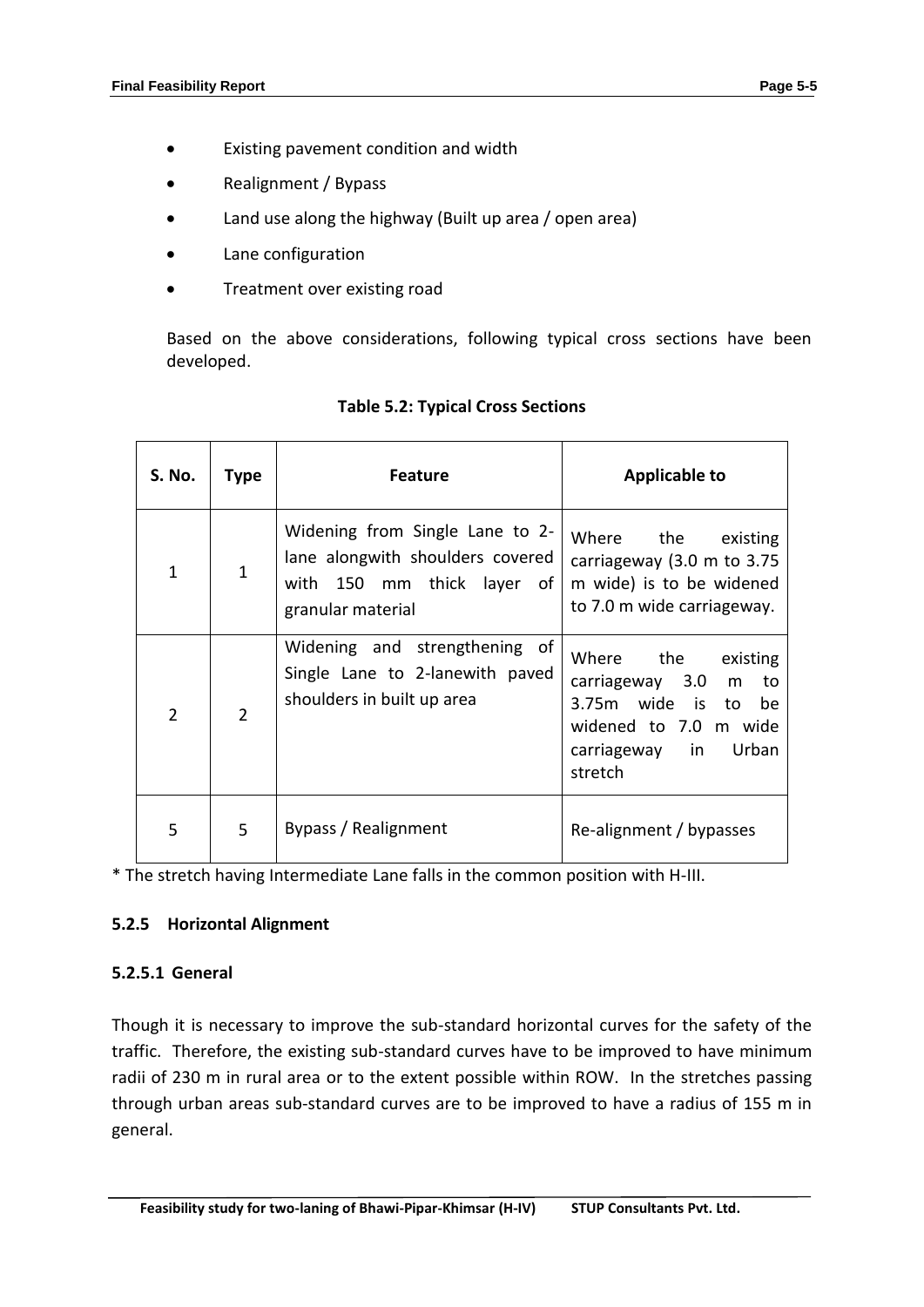- Existing pavement condition and width
- Realignment / Bypass
- Land use along the highway (Built up area / open area)
- Lane configuration
- Treatment over existing road

Based on the above considerations, following typical cross sections have been developed.

**Table 5.2: Typical Cross Sections**

| S. No. | Type | Feature | Applicable to |
|---|---|---|---|
| 1 | 1 | Widening from Single Lane to 2-lane alongwith shoulders covered with 150 mm thick layer of granular material | Where the existing carriageway (3.0 m to 3.75 m wide) is to be widened to 7.0 m wide carriageway. |
| 2 | 2 | Widening and strengthening of Single Lane to 2-lanewith paved shoulders in built up area | Where the existing carriageway 3.0 m to 3.75m wide is to be widened to 7.0 m wide carriageway in Urban stretch |
| 5 | 5 | Bypass / Realignment | Re-alignment / bypasses |

* The stretch having Intermediate Lane falls in the common position with H-III.

### 5.2.5 Horizontal Alignment

#### 5.2.5.1 General

Though it is necessary to improve the sub-standard horizontal curves for the safety of the traffic. Therefore, the existing sub-standard curves have to be improved to have minimum radii of 230 m in rural area or to the extent possible within ROW. In the stretches passing through urban areas sub-standard curves are to be improved to have a radius of 155 m in general.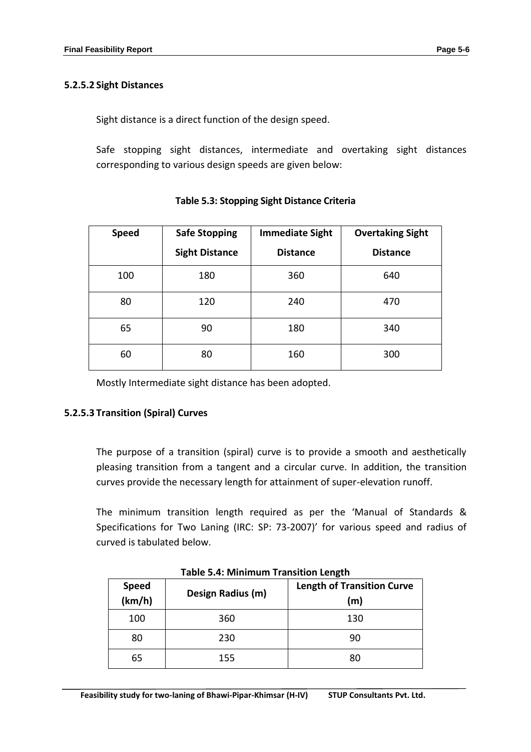#### 5.2.5.2 Sight Distances

Sight distance is a direct function of the design speed.

Safe stopping sight distances, intermediate and overtaking sight distances corresponding to various design speeds are given below:

**Table 5.3: Stopping Sight Distance Criteria**

| Speed | Safe Stopping Sight Distance | Immediate Sight Distance | Overtaking Sight Distance |
|---|---|---|---|
| 100 | 180 | 360 | 640 |
| 80 | 120 | 240 | 470 |
| 65 | 90 | 180 | 340 |
| 60 | 80 | 160 | 300 |

Mostly Intermediate sight distance has been adopted.

#### 5.2.5.3 Transition (Spiral) Curves

The purpose of a transition (spiral) curve is to provide a smooth and aesthetically pleasing transition from a tangent and a circular curve. In addition, the transition curves provide the necessary length for attainment of super-elevation runoff.

The minimum transition length required as per the 'Manual of Standards & Specifications for Two Laning (IRC: SP: 73-2007)' for various speed and radius of curved is tabulated below.

**Table 5.4: Minimum Transition Length**

| Speed (km/h) | Design Radius (m) | Length of Transition Curve (m) |
|---|---|---|
| 100 | 360 | 130 |
| 80 | 230 | 90 |
| 65 | 155 | 80 |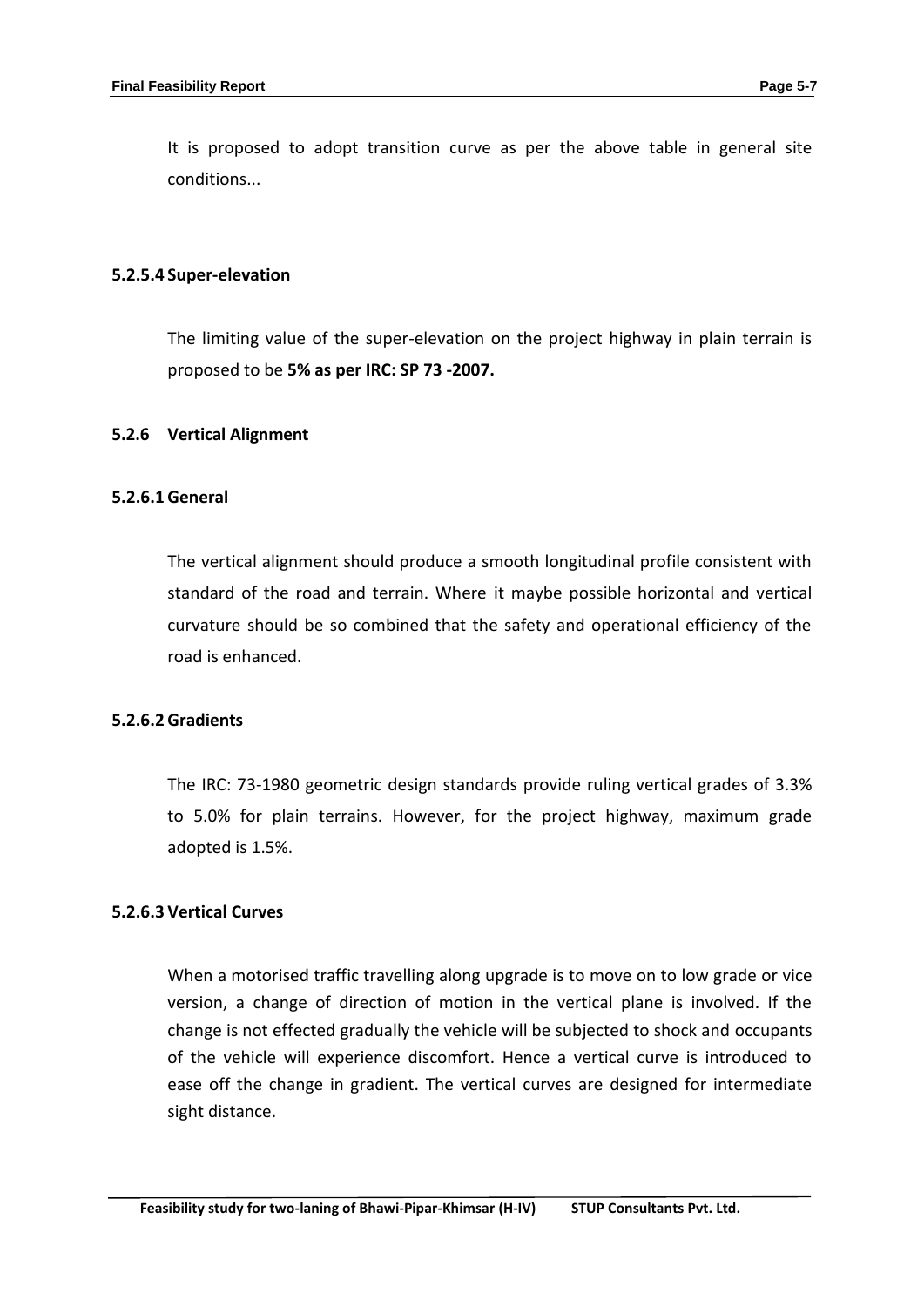It is proposed to adopt transition curve as per the above table in general site conditions...

#### 5.2.5.4 Super-elevation

The limiting value of the super-elevation on the project highway in plain terrain is proposed to be **5% as per IRC: SP 73 -2007.**

### 5.2.6 Vertical Alignment

#### 5.2.6.1 General

The vertical alignment should produce a smooth longitudinal profile consistent with standard of the road and terrain. Where it maybe possible horizontal and vertical curvature should be so combined that the safety and operational efficiency of the road is enhanced.

#### 5.2.6.2 Gradients

The IRC: 73-1980 geometric design standards provide ruling vertical grades of 3.3% to 5.0% for plain terrains. However, for the project highway, maximum grade adopted is 1.5%.

#### 5.2.6.3 Vertical Curves

When a motorised traffic travelling along upgrade is to move on to low grade or vice version, a change of direction of motion in the vertical plane is involved. If the change is not effected gradually the vehicle will be subjected to shock and occupants of the vehicle will experience discomfort. Hence a vertical curve is introduced to ease off the change in gradient. The vertical curves are designed for intermediate sight distance.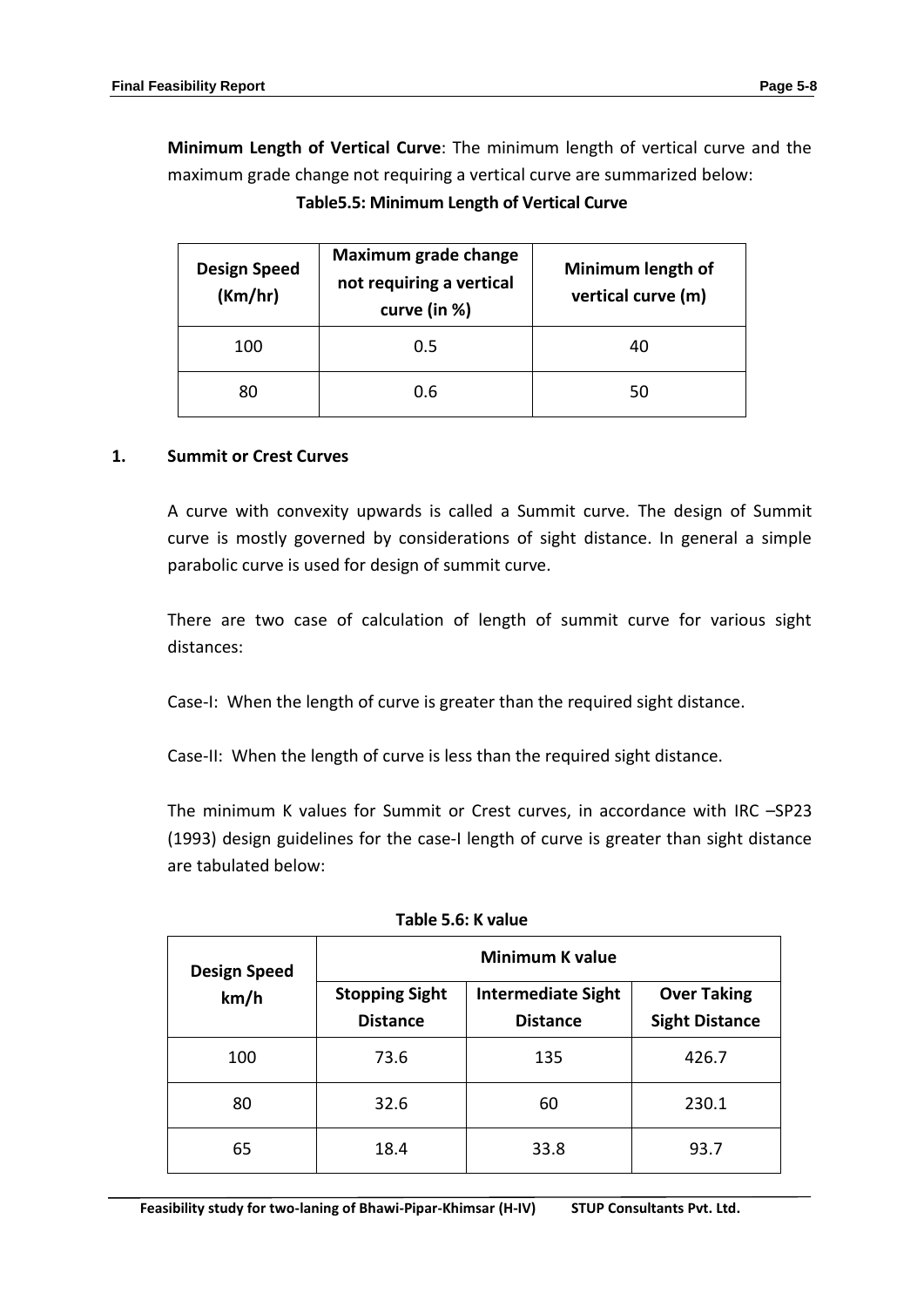**Minimum Length of Vertical Curve**: The minimum length of vertical curve and the maximum grade change not requiring a vertical curve are summarized below:

**Table5.5: Minimum Length of Vertical Curve**

| Design Speed (Km/hr) | Maximum grade change not requiring a vertical curve (in %) | Minimum length of vertical curve (m) |
|---|---|---|
| 100 | 0.5 | 40 |
| 80 | 0.6 | 50 |

### 1. Summit or Crest Curves

A curve with convexity upwards is called a Summit curve. The design of Summit curve is mostly governed by considerations of sight distance. In general a simple parabolic curve is used for design of summit curve.

There are two case of calculation of length of summit curve for various sight distances:

Case-I: When the length of curve is greater than the required sight distance.

Case-II: When the length of curve is less than the required sight distance.

The minimum K values for Summit or Crest curves, in accordance with IRC –SP23 (1993) design guidelines for the case-I length of curve is greater than sight distance are tabulated below:

**Table 5.6: K value**

| Design Speed km/h | Minimum K value | | |
|---|---|---|---|
| | Stopping Sight Distance | Intermediate Sight Distance | Over Taking Sight Distance |
| 100 | 73.6 | 135 | 426.7 |
| 80 | 32.6 | 60 | 230.1 |
| 65 | 18.4 | 33.8 | 93.7 |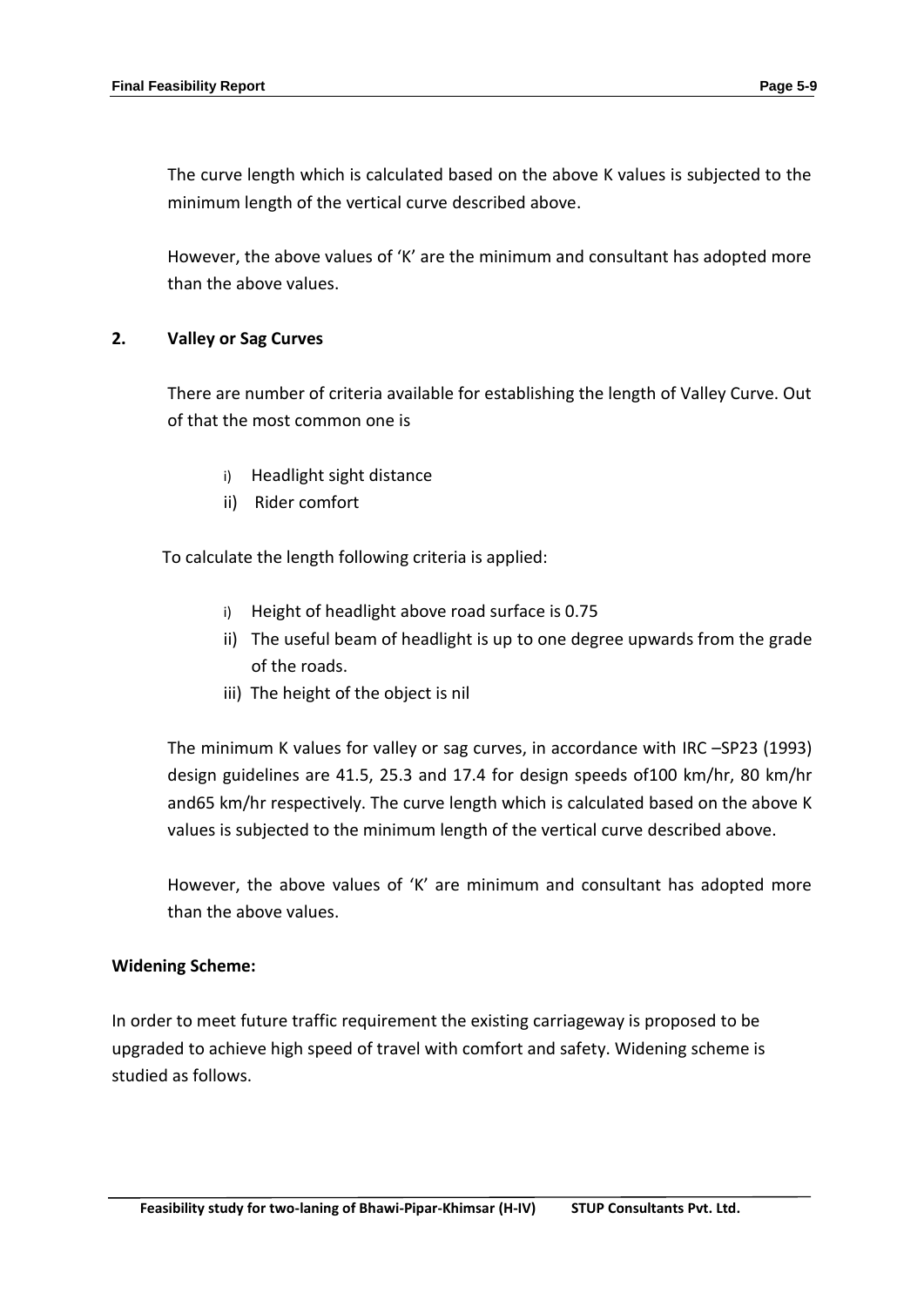The curve length which is calculated based on the above K values is subjected to the minimum length of the vertical curve described above.

However, the above values of 'K' are the minimum and consultant has adopted more than the above values.

**2. Valley or Sag Curves**

There are number of criteria available for establishing the length of Valley Curve. Out of that the most common one is

i) Headlight sight distance
ii) Rider comfort

To calculate the length following criteria is applied:

i) Height of headlight above road surface is 0.75
ii) The useful beam of headlight is up to one degree upwards from the grade of the roads.
iii) The height of the object is nil

The minimum K values for valley or sag curves, in accordance with IRC –SP23 (1993) design guidelines are 41.5, 25.3 and 17.4 for design speeds of100 km/hr, 80 km/hr and65 km/hr respectively. The curve length which is calculated based on the above K values is subjected to the minimum length of the vertical curve described above.

However, the above values of 'K' are minimum and consultant has adopted more than the above values.

**Widening Scheme:**

In order to meet future traffic requirement the existing carriageway is proposed to be upgraded to achieve high speed of travel with comfort and safety. Widening scheme is studied as follows.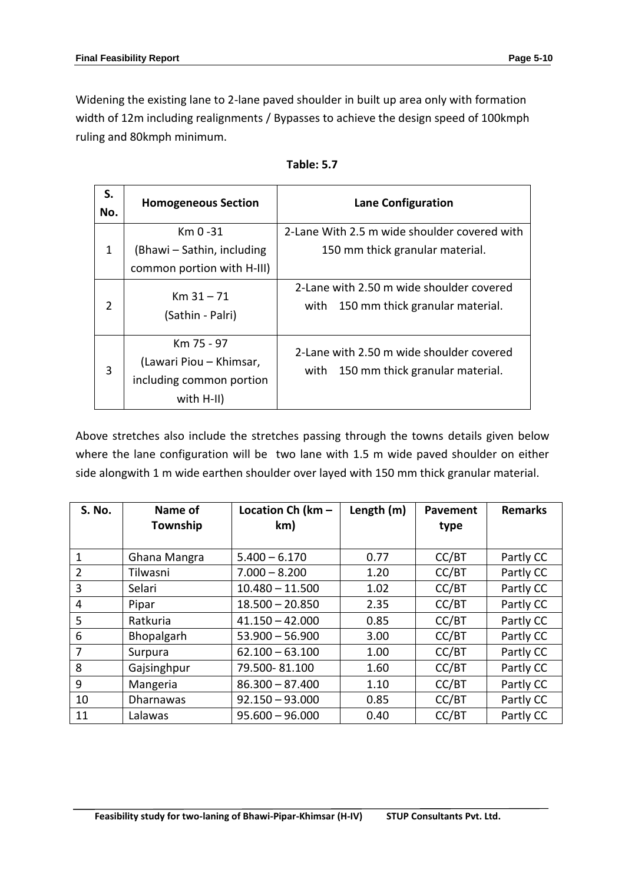Widening the existing lane to 2-lane paved shoulder in built up area only with formation width of 12m including realignments / Bypasses to achieve the design speed of 100kmph ruling and 80kmph minimum.

**Table: 5.7**

| S. No. | Homogeneous Section | Lane Configuration |
|---|---|---|
| 1 | Km 0 -31 (Bhawi – Sathin, including common portion with H-III) | 2-Lane With 2.5 m wide shoulder covered with 150 mm thick granular material. |
| 2 | Km 31 – 71 (Sathin - Palri) | 2-Lane with 2.50 m wide shoulder covered with 150 mm thick granular material. |
| 3 | Km 75 - 97 (Lawari Piou – Khimsar, including common portion with H-II) | 2-Lane with 2.50 m wide shoulder covered with 150 mm thick granular material. |

Above stretches also include the stretches passing through the towns details given below where the lane configuration will be two lane with 1.5 m wide paved shoulder on either side alongwith 1 m wide earthen shoulder over layed with 150 mm thick granular material.

| S. No. | Name of Township | Location Ch (km – km) | Length (m) | Pavement type | Remarks |
|---|---|---|---|---|---|
| 1 | Ghana Mangra | 5.400 – 6.170 | 0.77 | CC/BT | Partly CC |
| 2 | Tilwasni | 7.000 – 8.200 | 1.20 | CC/BT | Partly CC |
| 3 | Selari | 10.480 – 11.500 | 1.02 | CC/BT | Partly CC |
| 4 | Pipar | 18.500 – 20.850 | 2.35 | CC/BT | Partly CC |
| 5 | Ratkuria | 41.150 – 42.000 | 0.85 | CC/BT | Partly CC |
| 6 | Bhopalgarh | 53.900 – 56.900 | 3.00 | CC/BT | Partly CC |
| 7 | Surpura | 62.100 – 63.100 | 1.00 | CC/BT | Partly CC |
| 8 | Gajsinghpur | 79.500- 81.100 | 1.60 | CC/BT | Partly CC |
| 9 | Mangeria | 86.300 – 87.400 | 1.10 | CC/BT | Partly CC |
| 10 | Dharnawas | 92.150 – 93.000 | 0.85 | CC/BT | Partly CC |
| 11 | Lalawas | 95.600 – 96.000 | 0.40 | CC/BT | Partly CC |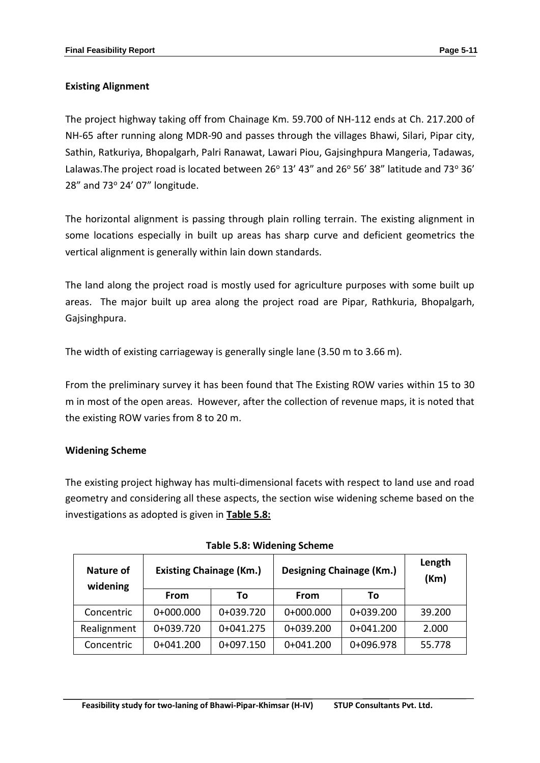**Existing Alignment**

The project highway taking off from Chainage Km. 59.700 of NH-112 ends at Ch. 217.200 of NH-65 after running along MDR-90 and passes through the villages Bhawi, Silari, Pipar city, Sathin, Ratkuriya, Bhopalgarh, Palri Ranawat, Lawari Piou, Gajsinghpura Mangeria, Tadawas, Lalawas.The project road is located between 26$^{o}$ 13' 43" and 26$^{o}$ 56' 38" latitude and 73$^{o}$ 36' 28" and 73$^{o}$ 24' 07" longitude.

The horizontal alignment is passing through plain rolling terrain. The existing alignment in some locations especially in built up areas has sharp curve and deficient geometrics the vertical alignment is generally within lain down standards.

The land along the project road is mostly used for agriculture purposes with some built up areas. The major built up area along the project road are Pipar, Rathkuria, Bhopalgarh, Gajsinghpura.

The width of existing carriageway is generally single lane (3.50 m to 3.66 m).

From the preliminary survey it has been found that The Existing ROW varies within 15 to 30 m in most of the open areas. However, after the collection of revenue maps, it is noted that the existing ROW varies from 8 to 20 m.

**Widening Scheme**

The existing project highway has multi-dimensional facets with respect to land use and road geometry and considering all these aspects, the section wise widening scheme based on the investigations as adopted is given in **Table 5.8:**

**Table 5.8: Widening Scheme**

| Nature of widening | Existing Chainage (Km.) | | Designing Chainage (Km.) | | Length (Km) |
|---|---|---|---|---|---|
| | From | To | From | To | |
| Concentric | 0+000.000 | 0+039.720 | 0+000.000 | 0+039.200 | 39.200 |
| Realignment | 0+039.720 | 0+041.275 | 0+039.200 | 0+041.200 | 2.000 |
| Concentric | 0+041.200 | 0+097.150 | 0+041.200 | 0+096.978 | 55.778 |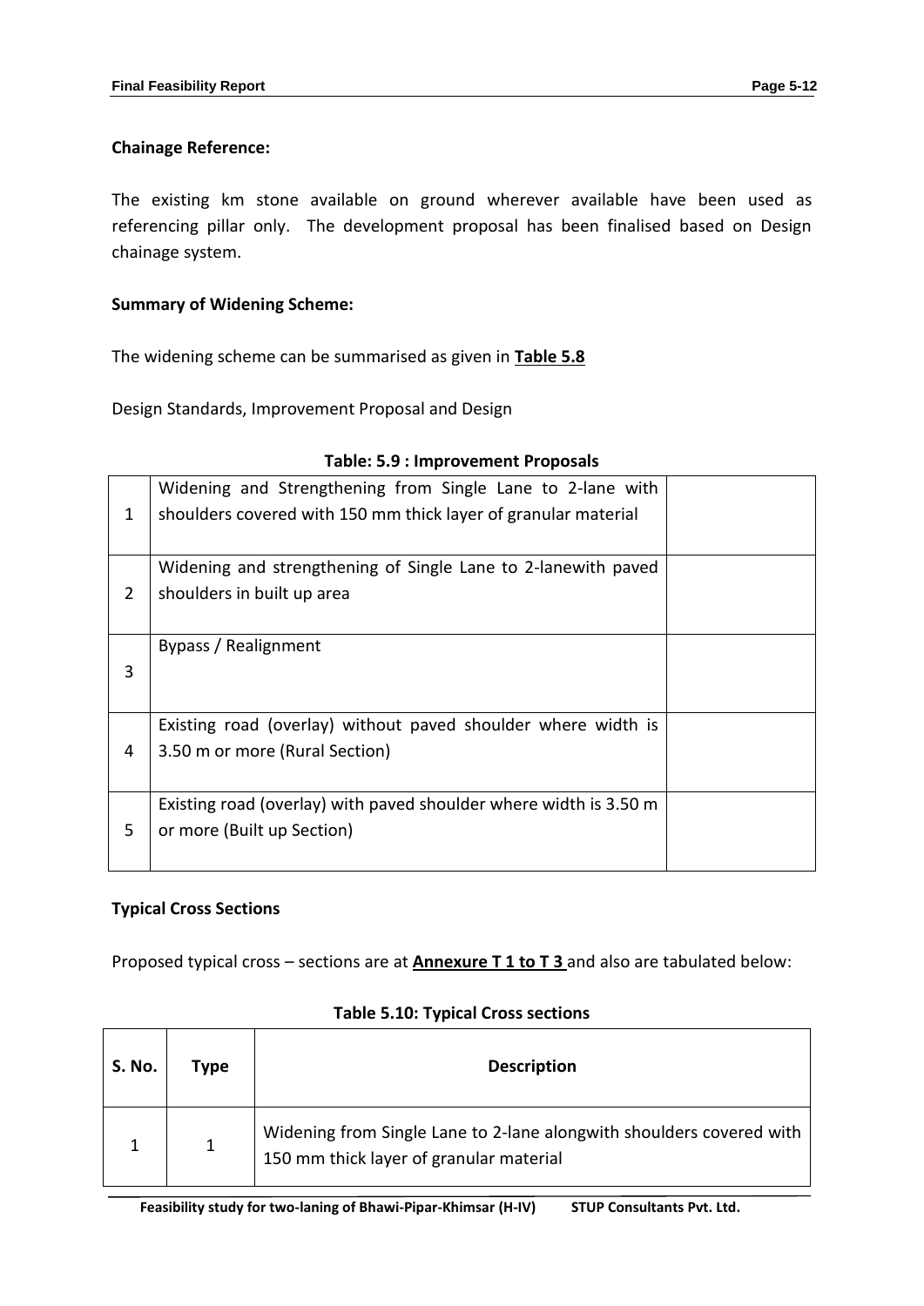**Chainage Reference:**

The existing km stone available on ground wherever available have been used as referencing pillar only. The development proposal has been finalised based on Design chainage system.

**Summary of Widening Scheme:**

The widening scheme can be summarised as given in **Table 5.8**

Design Standards, Improvement Proposal and Design

**Table: 5.9 : Improvement Proposals**

| | | |
|---|---|---|
| 1 | Widening and Strengthening from Single Lane to 2-lane with shoulders covered with 150 mm thick layer of granular material | |
| 2 | Widening and strengthening of Single Lane to 2-lanewith paved shoulders in built up area | |
| 3 | Bypass / Realignment | |
| 4 | Existing road (overlay) without paved shoulder where width is 3.50 m or more (Rural Section) | |
| 5 | Existing road (overlay) with paved shoulder where width is 3.50 m or more (Built up Section) | |

**Typical Cross Sections**

Proposed typical cross – sections are at **Annexure T 1 to T 3** and also are tabulated below:

**Table 5.10: Typical Cross sections**

| S. No. | Type | Description |
|---|---|---|
| 1 | 1 | Widening from Single Lane to 2-lane alongwith shoulders covered with 150 mm thick layer of granular material |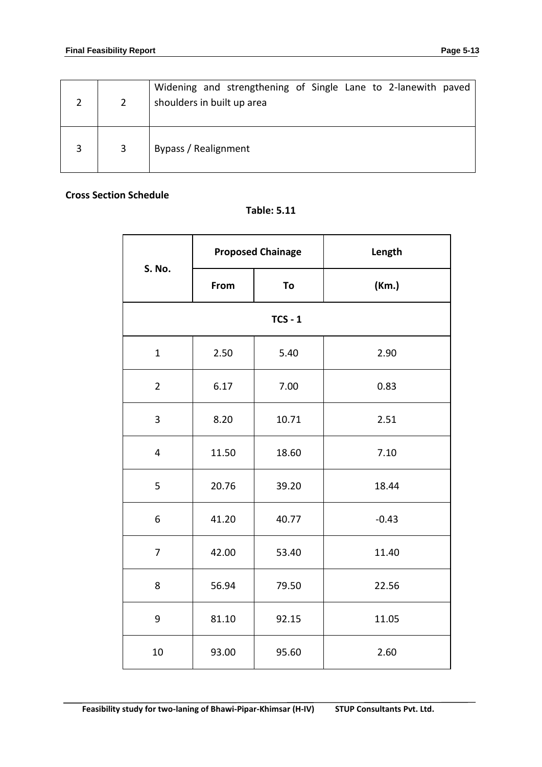| 2 | 2 | Widening and strengthening of Single Lane to 2-lanewith paved shoulders in built up area |
|---|---|---|
| 3 | 3 | Bypass / Realignment |

**Cross Section Schedule**

**Table: 5.11**

| S. No. | Proposed Chainage | | Length |
|---|---|---|---|
| | From | To | (Km.) |
| **TCS - 1** | | | |
| 1 | 2.50 | 5.40 | 2.90 |
| 2 | 6.17 | 7.00 | 0.83 |
| 3 | 8.20 | 10.71 | 2.51 |
| 4 | 11.50 | 18.60 | 7.10 |
| 5 | 20.76 | 39.20 | 18.44 |
| 6 | 41.20 | 40.77 | -0.43 |
| 7 | 42.00 | 53.40 | 11.40 |
| 8 | 56.94 | 79.50 | 22.56 |
| 9 | 81.10 | 92.15 | 11.05 |
| 10 | 93.00 | 95.60 | 2.60 |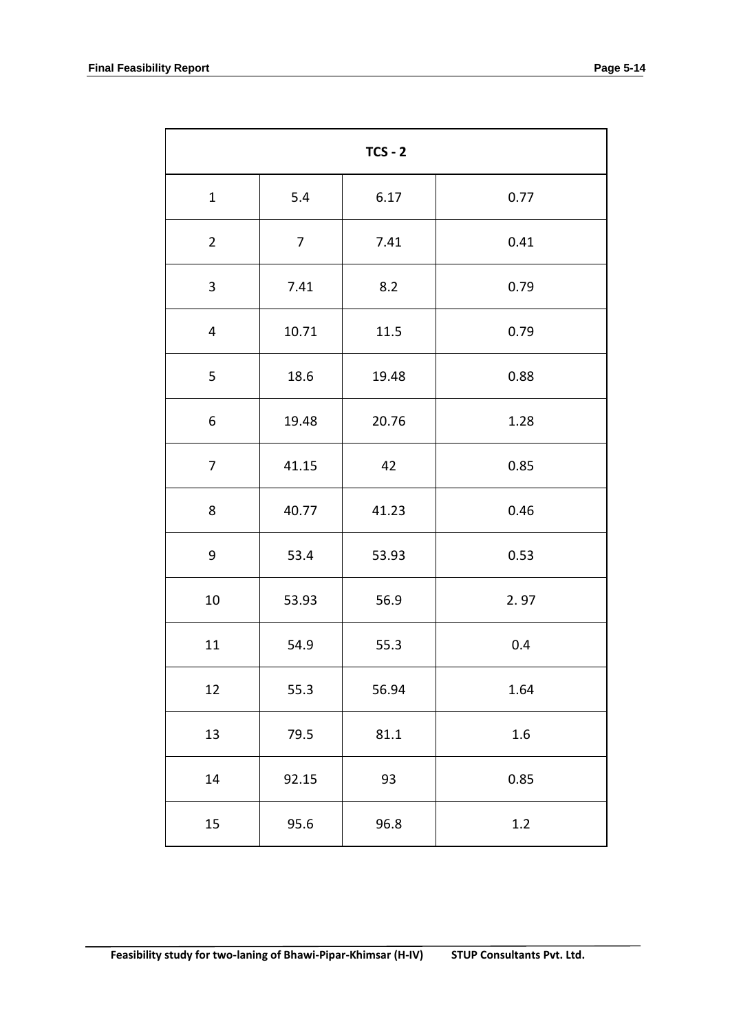| TCS - 2 | | | |
|---|---|---|---|
| 1 | 5.4 | 6.17 | 0.77 |
| 2 | 7 | 7.41 | 0.41 |
| 3 | 7.41 | 8.2 | 0.79 |
| 4 | 10.71 | 11.5 | 0.79 |
| 5 | 18.6 | 19.48 | 0.88 |
| 6 | 19.48 | 20.76 | 1.28 |
| 7 | 41.15 | 42 | 0.85 |
| 8 | 40.77 | 41.23 | 0.46 |
| 9 | 53.4 | 53.93 | 0.53 |
| 10 | 53.93 | 56.9 | 2. 97 |
| 11 | 54.9 | 55.3 | 0.4 |
| 12 | 55.3 | 56.94 | 1.64 |
| 13 | 79.5 | 81.1 | 1.6 |
| 14 | 92.15 | 93 | 0.85 |
| 15 | 95.6 | 96.8 | 1.2 |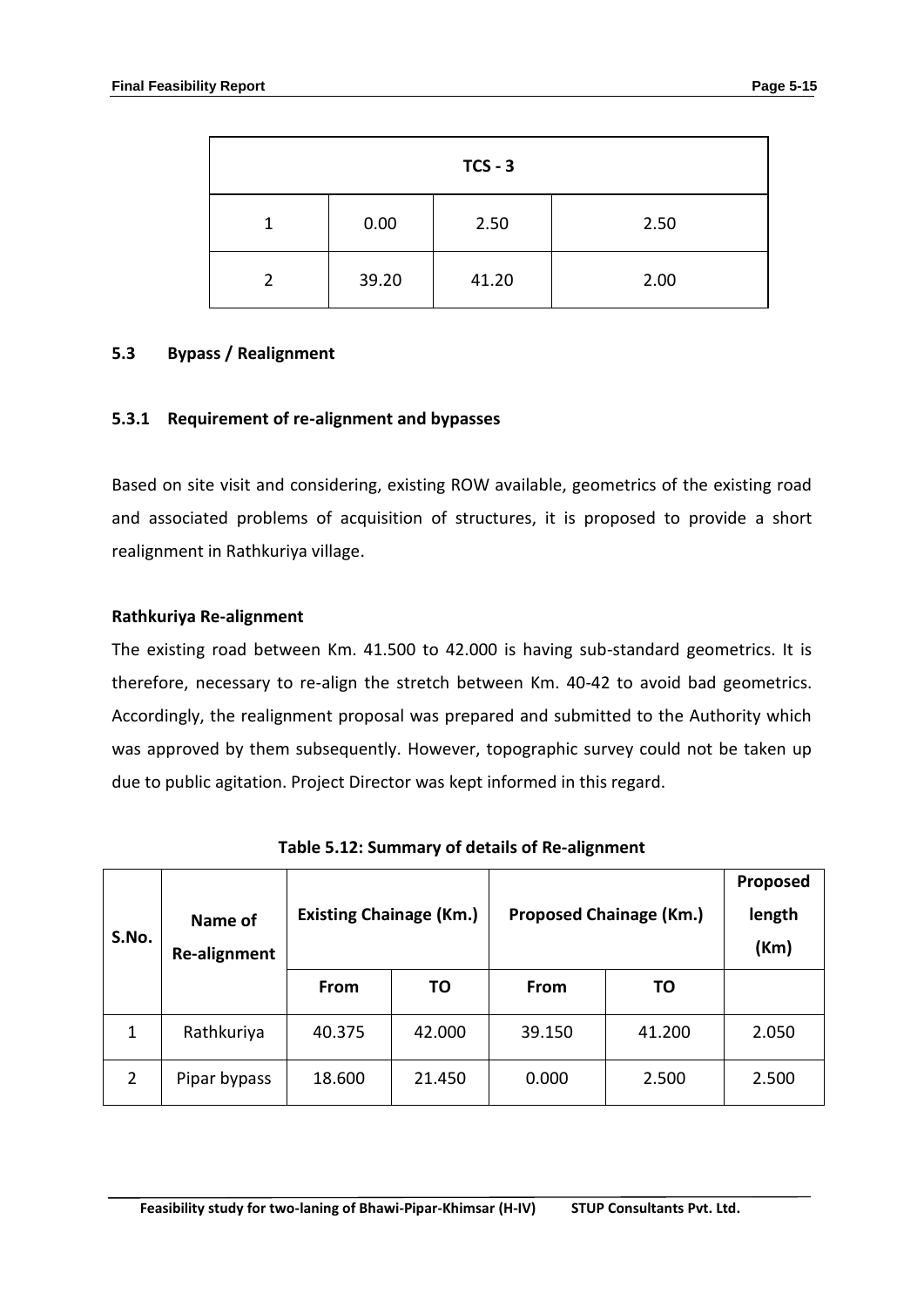| TCS - 3 | | | |
|---|---|---|---|
| 1 | 0.00 | 2.50 | 2.50 |
| 2 | 39.20 | 41.20 | 2.00 |

## 5.3 Bypass / Realignment

### 5.3.1 Requirement of re-alignment and bypasses

Based on site visit and considering, existing ROW available, geometrics of the existing road and associated problems of acquisition of structures, it is proposed to provide a short realignment in Rathkuriya village.

**Rathkuriya Re-alignment**

The existing road between Km. 41.500 to 42.000 is having sub-standard geometrics. It is therefore, necessary to re-align the stretch between Km. 40-42 to avoid bad geometrics. Accordingly, the realignment proposal was prepared and submitted to the Authority which was approved by them subsequently. However, topographic survey could not be taken up due to public agitation. Project Director was kept informed in this regard.

**Table 5.12: Summary of details of Re-alignment**

| S.No. | Name of Re-alignment | Existing Chainage (Km.) | | Proposed Chainage (Km.) | | Proposed length (Km) |
|---|---|---|---|---|---|---|
| | | From | TO | From | TO | |
| 1 | Rathkuriya | 40.375 | 42.000 | 39.150 | 41.200 | 2.050 |
| 2 | Pipar bypass | 18.600 | 21.450 | 0.000 | 2.500 | 2.500 |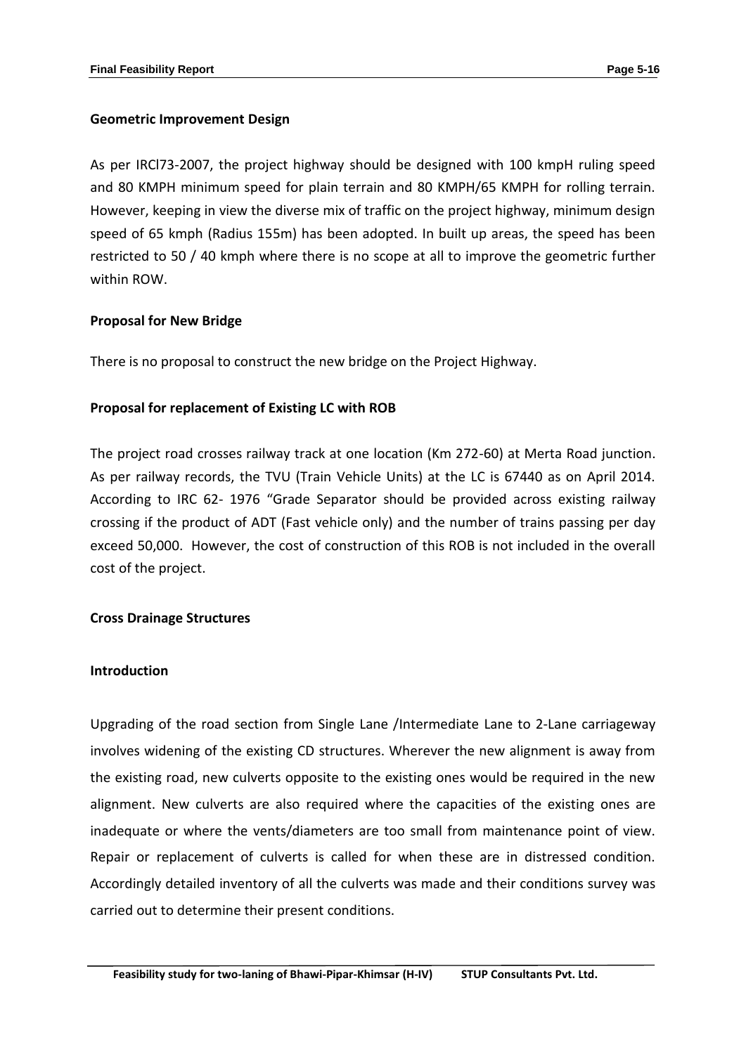**Geometric Improvement Design**

As per IRCl73-2007, the project highway should be designed with 100 kmpH ruling speed and 80 KMPH minimum speed for plain terrain and 80 KMPH/65 KMPH for rolling terrain. However, keeping in view the diverse mix of traffic on the project highway, minimum design speed of 65 kmph (Radius 155m) has been adopted. In built up areas, the speed has been restricted to 50 / 40 kmph where there is no scope at all to improve the geometric further within ROW.

**Proposal for New Bridge**

There is no proposal to construct the new bridge on the Project Highway.

**Proposal for replacement of Existing LC with ROB**

The project road crosses railway track at one location (Km 272-60) at Merta Road junction. As per railway records, the TVU (Train Vehicle Units) at the LC is 67440 as on April 2014. According to IRC 62- 1976 "Grade Separator should be provided across existing railway crossing if the product of ADT (Fast vehicle only) and the number of trains passing per day exceed 50,000. However, the cost of construction of this ROB is not included in the overall cost of the project.

**Cross Drainage Structures**

**Introduction**

Upgrading of the road section from Single Lane /Intermediate Lane to 2-Lane carriageway involves widening of the existing CD structures. Wherever the new alignment is away from the existing road, new culverts opposite to the existing ones would be required in the new alignment. New culverts are also required where the capacities of the existing ones are inadequate or where the vents/diameters are too small from maintenance point of view. Repair or replacement of culverts is called for when these are in distressed condition. Accordingly detailed inventory of all the culverts was made and their conditions survey was carried out to determine their present conditions.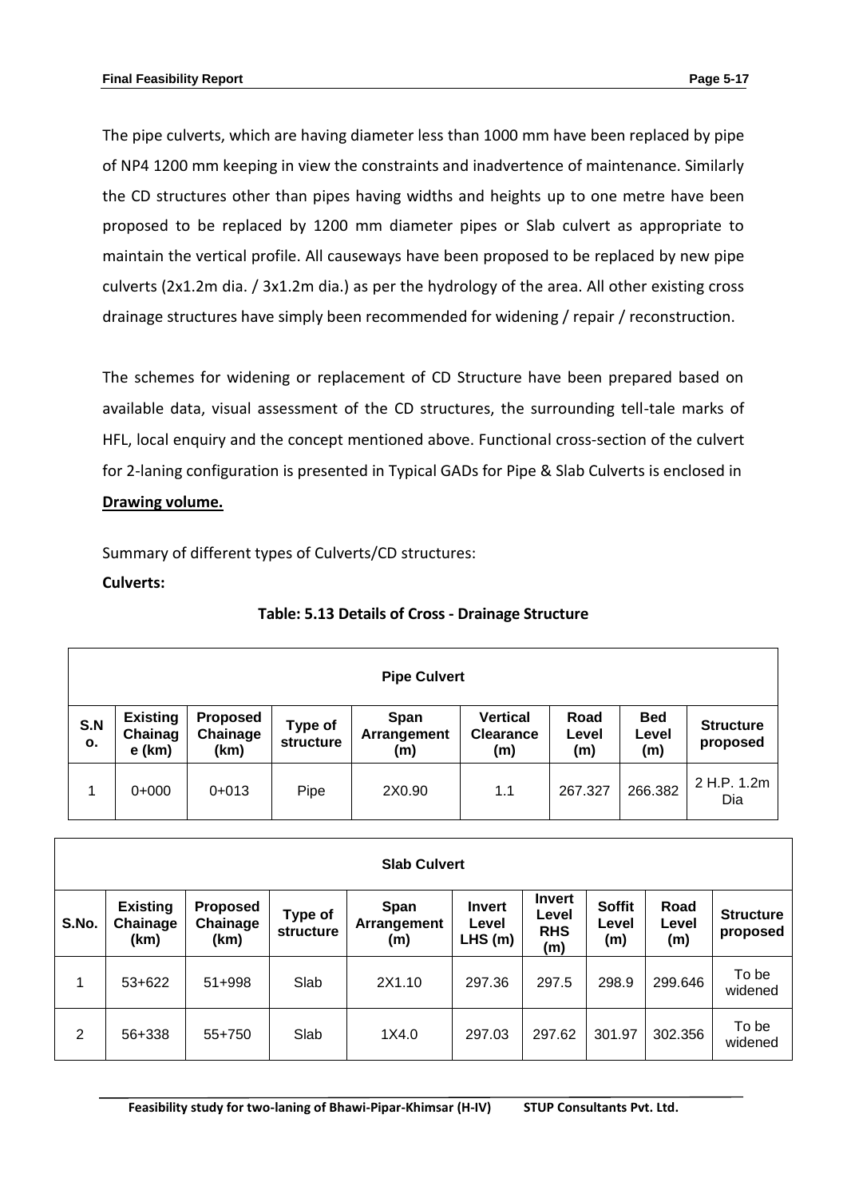The pipe culverts, which are having diameter less than 1000 mm have been replaced by pipe of NP4 1200 mm keeping in view the constraints and inadvertence of maintenance. Similarly the CD structures other than pipes having widths and heights up to one metre have been proposed to be replaced by 1200 mm diameter pipes or Slab culvert as appropriate to maintain the vertical profile. All causeways have been proposed to be replaced by new pipe culverts (2x1.2m dia. / 3x1.2m dia.) as per the hydrology of the area. All other existing cross drainage structures have simply been recommended for widening / repair / reconstruction.

The schemes for widening or replacement of CD Structure have been prepared based on available data, visual assessment of the CD structures, the surrounding tell-tale marks of HFL, local enquiry and the concept mentioned above. Functional cross-section of the culvert for 2-laning configuration is presented in Typical GADs for Pipe & Slab Culverts is enclosed in **Drawing volume.**

Summary of different types of Culverts/CD structures:

**Culverts:**

**Table: 5.13 Details of Cross - Drainage Structure**

**Pipe Culvert**

| S.No. | Existing Chainage (km) | Proposed Chainage (km) | Type of structure | Span Arrangement (m) | Vertical Clearance (m) | Road Level (m) | Bed Level (m) | Structure proposed |
|---|---|---|---|---|---|---|---|---|
| 1 | 0+000 | 0+013 | Pipe | 2X0.90 | 1.1 | 267.327 | 266.382 | 2 H.P. 1.2m Dia |

**Slab Culvert**

| S.No. | Existing Chainage (km) | Proposed Chainage (km) | Type of structure | Span Arrangement (m) | Invert Level LHS (m) | Invert Level RHS (m) | Soffit Level (m) | Road Level (m) | Structure proposed |
|---|---|---|---|---|---|---|---|---|---|
| 1 | 53+622 | 51+998 | Slab | 2X1.10 | 297.36 | 297.5 | 298.9 | 299.646 | To be widened |
| 2 | 56+338 | 55+750 | Slab | 1X4.0 | 297.03 | 297.62 | 301.97 | 302.356 | To be widened |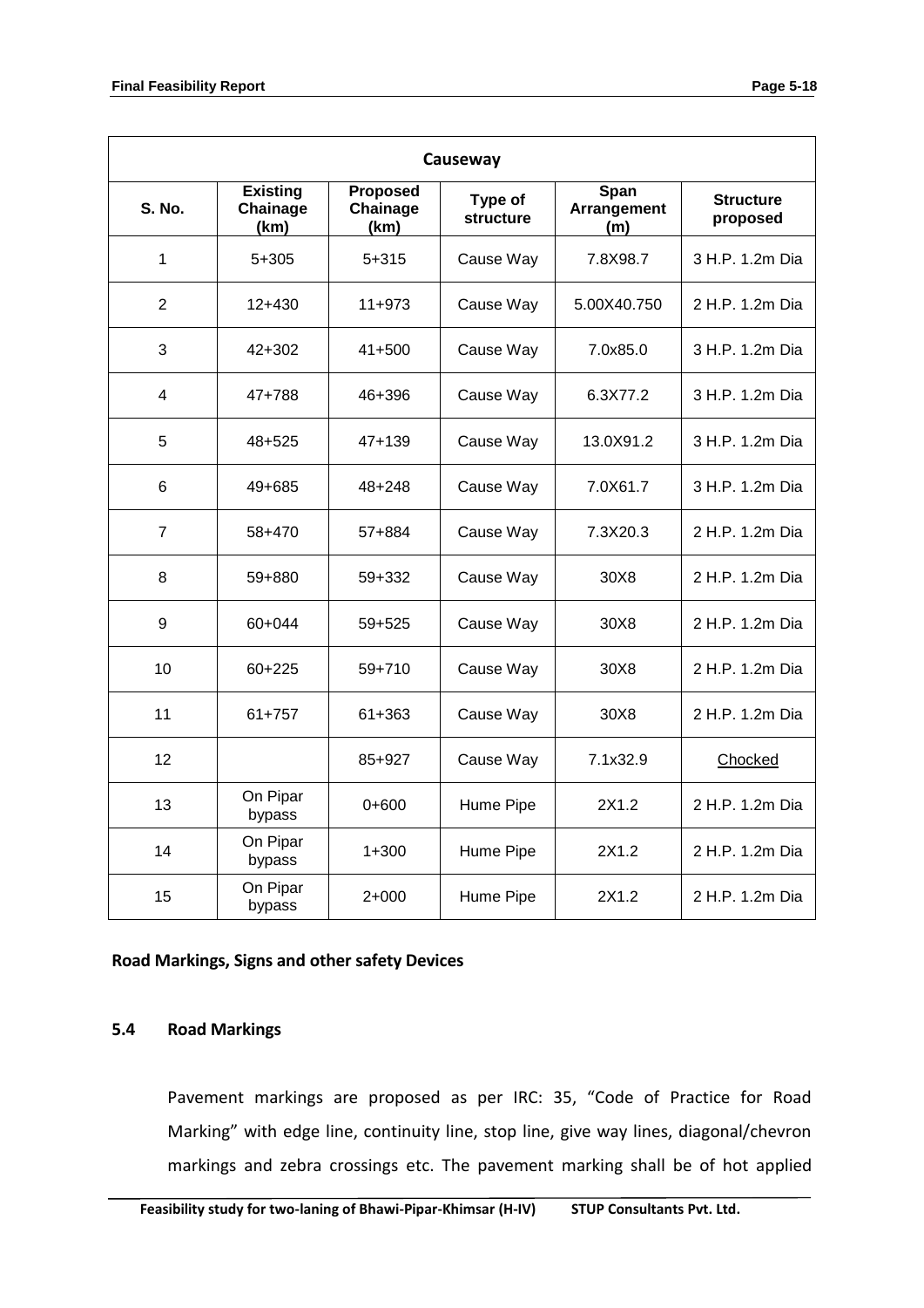| Causeway | | | | | |
|---|---|---|---|---|---|
| **S. No.** | **Existing Chainage (km)** | **Proposed Chainage (km)** | **Type of structure** | **Span Arrangement (m)** | **Structure proposed** |
| 1 | 5+305 | 5+315 | Cause Way | 7.8X98.7 | 3 H.P. 1.2m Dia |
| 2 | 12+430 | 11+973 | Cause Way | 5.00X40.750 | 2 H.P. 1.2m Dia |
| 3 | 42+302 | 41+500 | Cause Way | 7.0x85.0 | 3 H.P. 1.2m Dia |
| 4 | 47+788 | 46+396 | Cause Way | 6.3X77.2 | 3 H.P. 1.2m Dia |
| 5 | 48+525 | 47+139 | Cause Way | 13.0X91.2 | 3 H.P. 1.2m Dia |
| 6 | 49+685 | 48+248 | Cause Way | 7.0X61.7 | 3 H.P. 1.2m Dia |
| 7 | 58+470 | 57+884 | Cause Way | 7.3X20.3 | 2 H.P. 1.2m Dia |
| 8 | 59+880 | 59+332 | Cause Way | 30X8 | 2 H.P. 1.2m Dia |
| 9 | 60+044 | 59+525 | Cause Way | 30X8 | 2 H.P. 1.2m Dia |
| 10 | 60+225 | 59+710 | Cause Way | 30X8 | 2 H.P. 1.2m Dia |
| 11 | 61+757 | 61+363 | Cause Way | 30X8 | 2 H.P. 1.2m Dia |
| 12 | | 85+927 | Cause Way | 7.1x32.9 | Chocked |
| 13 | On Pipar bypass | 0+600 | Hume Pipe | 2X1.2 | 2 H.P. 1.2m Dia |
| 14 | On Pipar bypass | 1+300 | Hume Pipe | 2X1.2 | 2 H.P. 1.2m Dia |
| 15 | On Pipar bypass | 2+000 | Hume Pipe | 2X1.2 | 2 H.P. 1.2m Dia |

**Road Markings, Signs and other safety Devices**

## 5.4 Road Markings

Pavement markings are proposed as per IRC: 35, "Code of Practice for Road Marking" with edge line, continuity line, stop line, give way lines, diagonal/chevron markings and zebra crossings etc. The pavement marking shall be of hot applied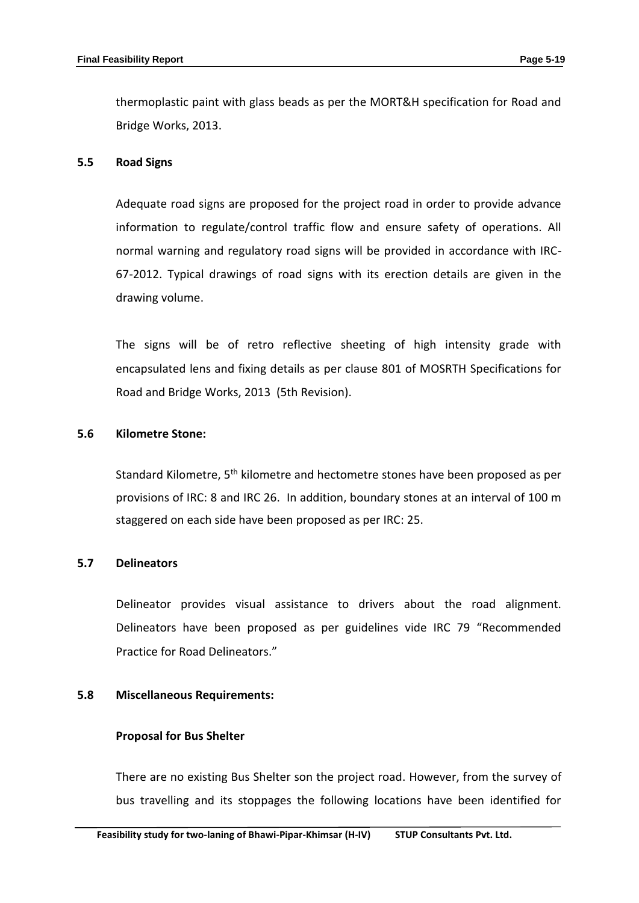thermoplastic paint with glass beads as per the MORT&H specification for Road and Bridge Works, 2013.

## 5.5 Road Signs

Adequate road signs are proposed for the project road in order to provide advance information to regulate/control traffic flow and ensure safety of operations. All normal warning and regulatory road signs will be provided in accordance with IRC-67-2012. Typical drawings of road signs with its erection details are given in the drawing volume.

The signs will be of retro reflective sheeting of high intensity grade with encapsulated lens and fixing details as per clause 801 of MOSRTH Specifications for Road and Bridge Works, 2013 (5th Revision).

## 5.6 Kilometre Stone:

Standard Kilometre, 5th kilometre and hectometre stones have been proposed as per provisions of IRC: 8 and IRC 26. In addition, boundary stones at an interval of 100 m staggered on each side have been proposed as per IRC: 25.

## 5.7 Delineators

Delineator provides visual assistance to drivers about the road alignment. Delineators have been proposed as per guidelines vide IRC 79 "Recommended Practice for Road Delineators."

## 5.8 Miscellaneous Requirements:

**Proposal for Bus Shelter**

There are no existing Bus Shelter son the project road. However, from the survey of bus travelling and its stoppages the following locations have been identified for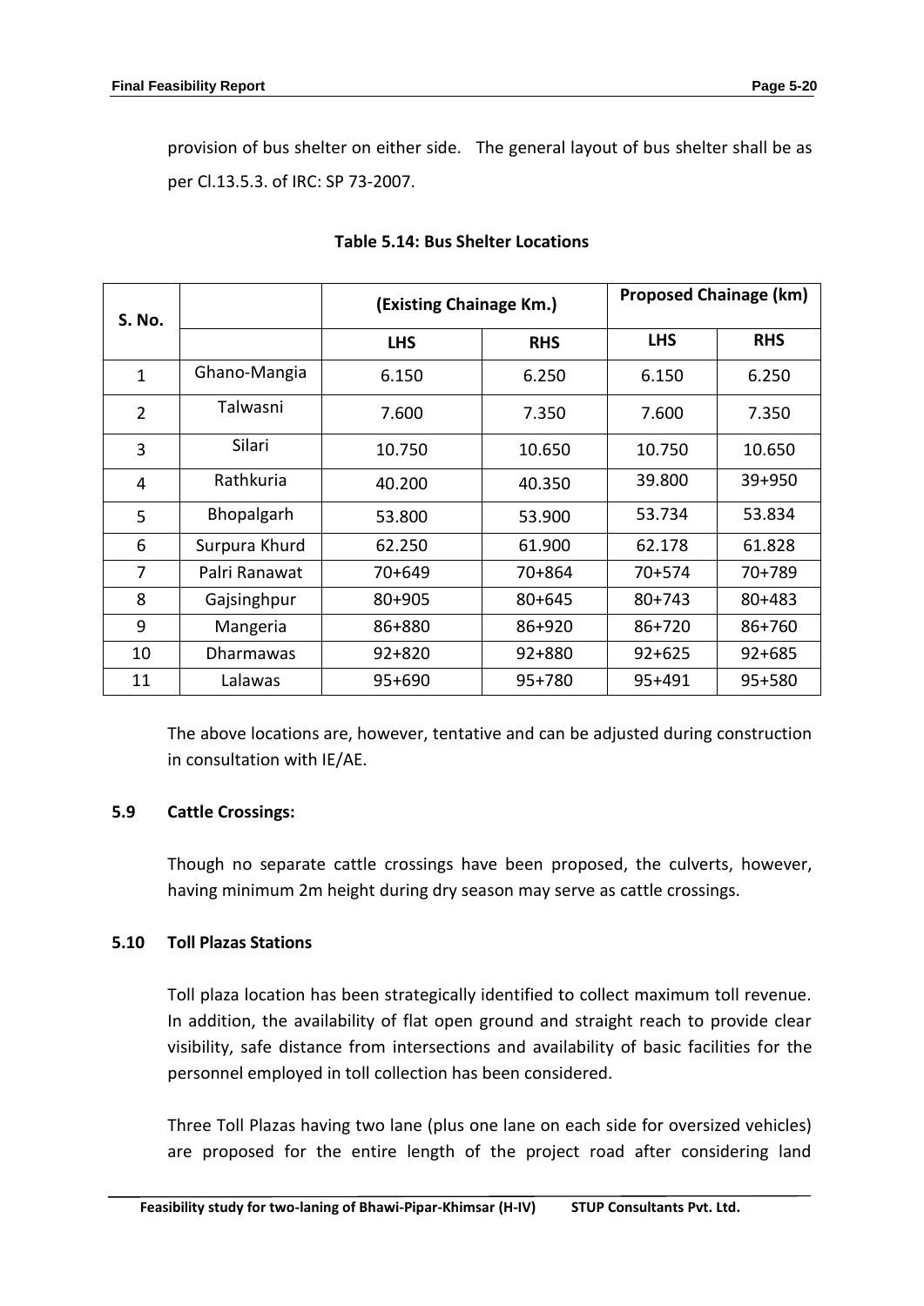provision of bus shelter on either side. The general layout of bus shelter shall be as per Cl.13.5.3. of IRC: SP 73-2007.

**Table 5.14: Bus Shelter Locations**

| S. No. | | (Existing Chainage Km.) | | Proposed Chainage (km) | |
|---|---|---|---|---|---|
| | | **LHS** | **RHS** | **LHS** | **RHS** |
| 1 | Ghano-Mangia | 6.150 | 6.250 | 6.150 | 6.250 |
| 2 | Talwasni | 7.600 | 7.350 | 7.600 | 7.350 |
| 3 | Silari | 10.750 | 10.650 | 10.750 | 10.650 |
| 4 | Rathkuria | 40.200 | 40.350 | 39.800 | 39+950 |
| 5 | Bhopalgarh | 53.800 | 53.900 | 53.734 | 53.834 |
| 6 | Surpura Khurd | 62.250 | 61.900 | 62.178 | 61.828 |
| 7 | Palri Ranawat | 70+649 | 70+864 | 70+574 | 70+789 |
| 8 | Gajsinghpur | 80+905 | 80+645 | 80+743 | 80+483 |
| 9 | Mangeria | 86+880 | 86+920 | 86+720 | 86+760 |
| 10 | Dharmawas | 92+820 | 92+880 | 92+625 | 92+685 |
| 11 | Lalawas | 95+690 | 95+780 | 95+491 | 95+580 |

The above locations are, however, tentative and can be adjusted during construction in consultation with IE/AE.

## 5.9 Cattle Crossings:

Though no separate cattle crossings have been proposed, the culverts, however, having minimum 2m height during dry season may serve as cattle crossings.

## 5.10 Toll Plazas Stations

Toll plaza location has been strategically identified to collect maximum toll revenue. In addition, the availability of flat open ground and straight reach to provide clear visibility, safe distance from intersections and availability of basic facilities for the personnel employed in toll collection has been considered.

Three Toll Plazas having two lane (plus one lane on each side for oversized vehicles) are proposed for the entire length of the project road after considering land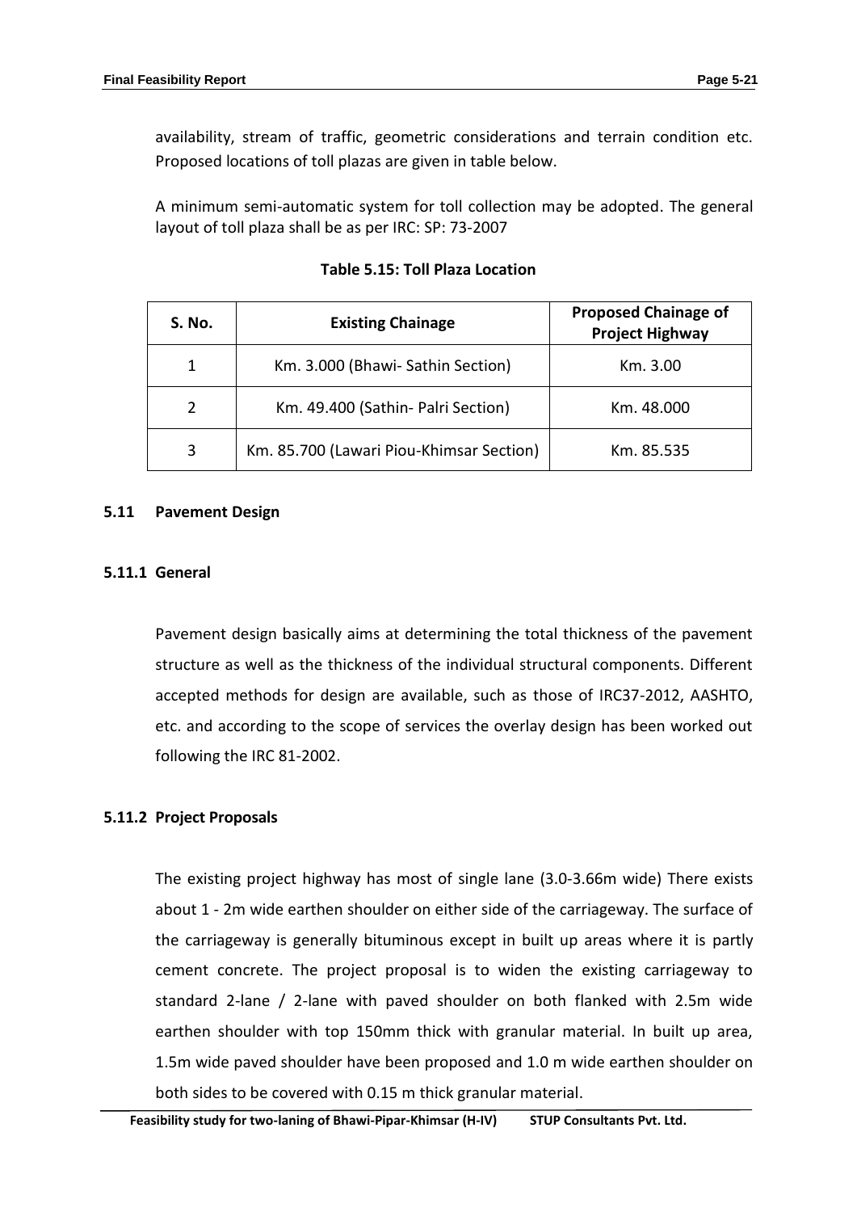availability, stream of traffic, geometric considerations and terrain condition etc. Proposed locations of toll plazas are given in table below.

A minimum semi-automatic system for toll collection may be adopted. The general layout of toll plaza shall be as per IRC: SP: 73-2007

**Table 5.15: Toll Plaza Location**

| S. No. | Existing Chainage | Proposed Chainage of Project Highway |
|---|---|---|
| 1 | Km. 3.000 (Bhawi- Sathin Section) | Km. 3.00 |
| 2 | Km. 49.400 (Sathin- Palri Section) | Km. 48.000 |
| 3 | Km. 85.700 (Lawari Piou-Khimsar Section) | Km. 85.535 |

## 5.11 Pavement Design

### 5.11.1 General

Pavement design basically aims at determining the total thickness of the pavement structure as well as the thickness of the individual structural components. Different accepted methods for design are available, such as those of IRC37-2012, AASHTO, etc. and according to the scope of services the overlay design has been worked out following the IRC 81-2002.

### 5.11.2 Project Proposals

The existing project highway has most of single lane (3.0-3.66m wide) There exists about 1 - 2m wide earthen shoulder on either side of the carriageway. The surface of the carriageway is generally bituminous except in built up areas where it is partly cement concrete. The project proposal is to widen the existing carriageway to standard 2-lane / 2-lane with paved shoulder on both flanked with 2.5m wide earthen shoulder with top 150mm thick with granular material. In built up area, 1.5m wide paved shoulder have been proposed and 1.0 m wide earthen shoulder on both sides to be covered with 0.15 m thick granular material.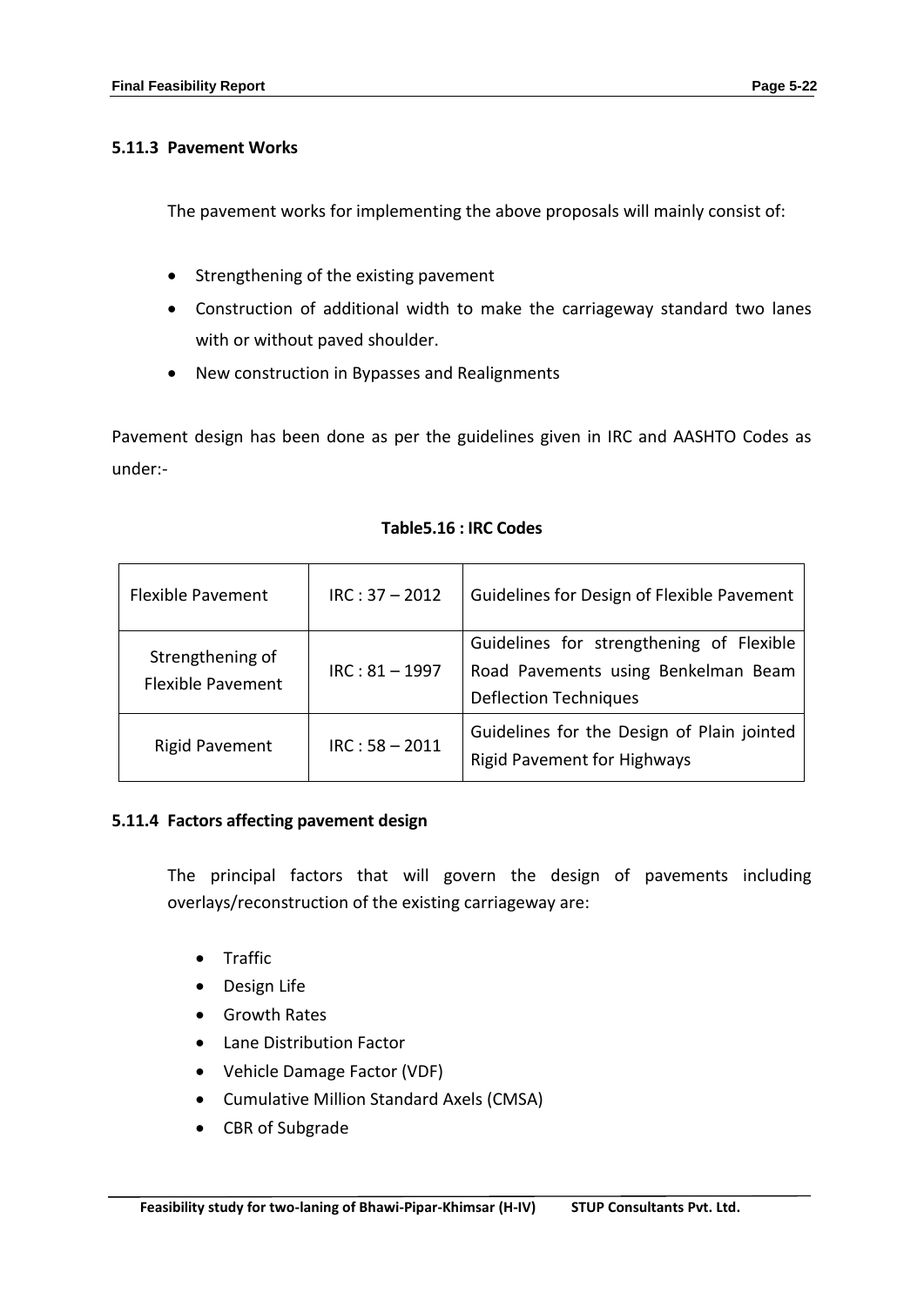### 5.11.3 Pavement Works

The pavement works for implementing the above proposals will mainly consist of:

- Strengthening of the existing pavement
- Construction of additional width to make the carriageway standard two lanes with or without paved shoulder.
- New construction in Bypasses and Realignments

Pavement design has been done as per the guidelines given in IRC and AASHTO Codes as under:-

**Table5.16 : IRC Codes**

| | | |
|---|---|---|
| Flexible Pavement | IRC : 37 – 2012 | Guidelines for Design of Flexible Pavement |
| Strengthening of Flexible Pavement | IRC : 81 – 1997 | Guidelines for strengthening of Flexible Road Pavements using Benkelman Beam Deflection Techniques |
| Rigid Pavement | IRC : 58 – 2011 | Guidelines for the Design of Plain jointed Rigid Pavement for Highways |

### 5.11.4 Factors affecting pavement design

The principal factors that will govern the design of pavements including overlays/reconstruction of the existing carriageway are:

- Traffic
- Design Life
- Growth Rates
- Lane Distribution Factor
- Vehicle Damage Factor (VDF)
- Cumulative Million Standard Axels (CMSA)
- CBR of Subgrade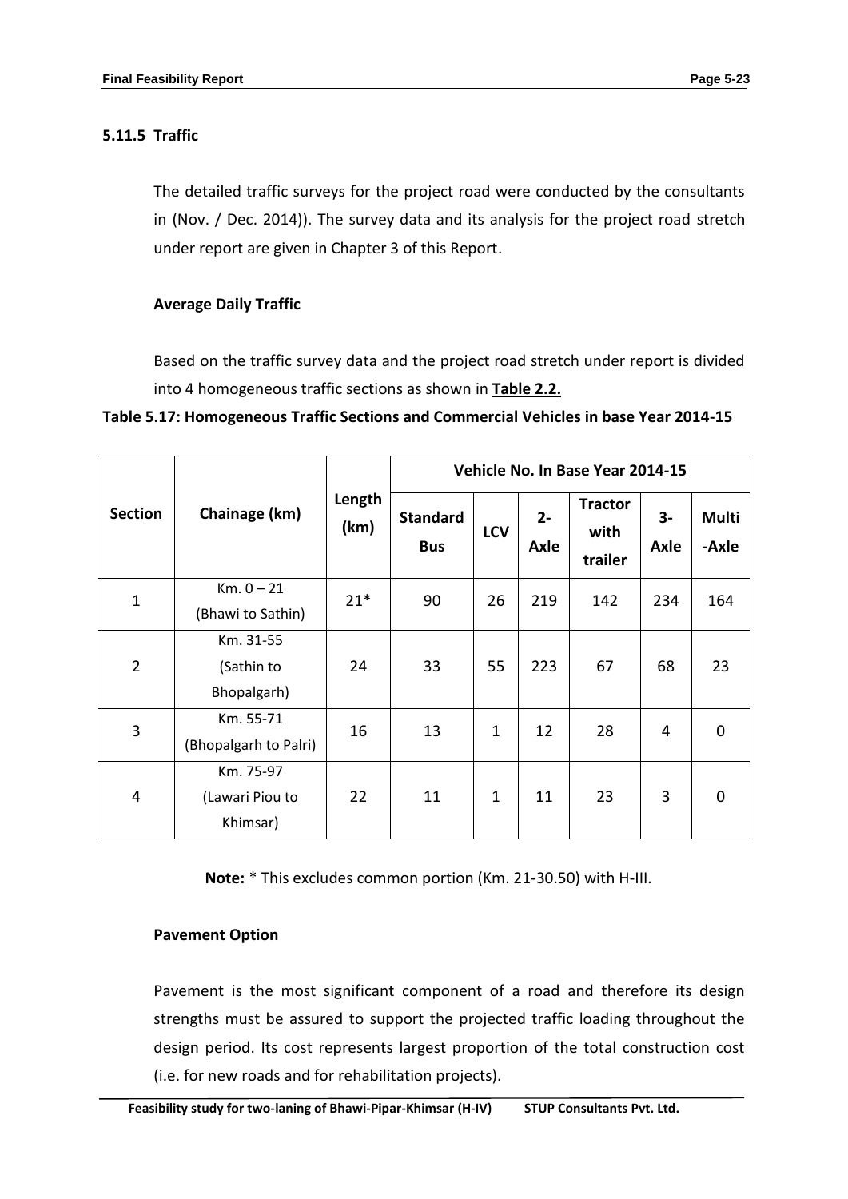### 5.11.5 Traffic

The detailed traffic surveys for the project road were conducted by the consultants in (Nov. / Dec. 2014)). The survey data and its analysis for the project road stretch under report are given in Chapter 3 of this Report.

**Average Daily Traffic**

Based on the traffic survey data and the project road stretch under report is divided into 4 homogeneous traffic sections as shown in **Table 2.2.**

**Table 5.17: Homogeneous Traffic Sections and Commercial Vehicles in base Year 2014-15**

| Section | Chainage (km) | Length (km) | Vehicle No. In Base Year 2014-15 | | | | | |
|---|---|---|---|---|---|---|---|---|
| | | | Standard Bus | LCV | 2-Axle | Tractor with trailer | 3-Axle | Multi-Axle |
| 1 | Km. 0 – 21 (Bhawi to Sathin) | 21* | 90 | 26 | 219 | 142 | 234 | 164 |
| 2 | Km. 31-55 (Sathin to Bhopalgarh) | 24 | 33 | 55 | 223 | 67 | 68 | 23 |
| 3 | Km. 55-71 (Bhopalgarh to Palri) | 16 | 13 | 1 | 12 | 28 | 4 | 0 |
| 4 | Km. 75-97 (Lawari Piou to Khimsar) | 22 | 11 | 1 | 11 | 23 | 3 | 0 |

**Note:** * This excludes common portion (Km. 21-30.50) with H-III.

**Pavement Option**

Pavement is the most significant component of a road and therefore its design strengths must be assured to support the projected traffic loading throughout the design period. Its cost represents largest proportion of the total construction cost (i.e. for new roads and for rehabilitation projects).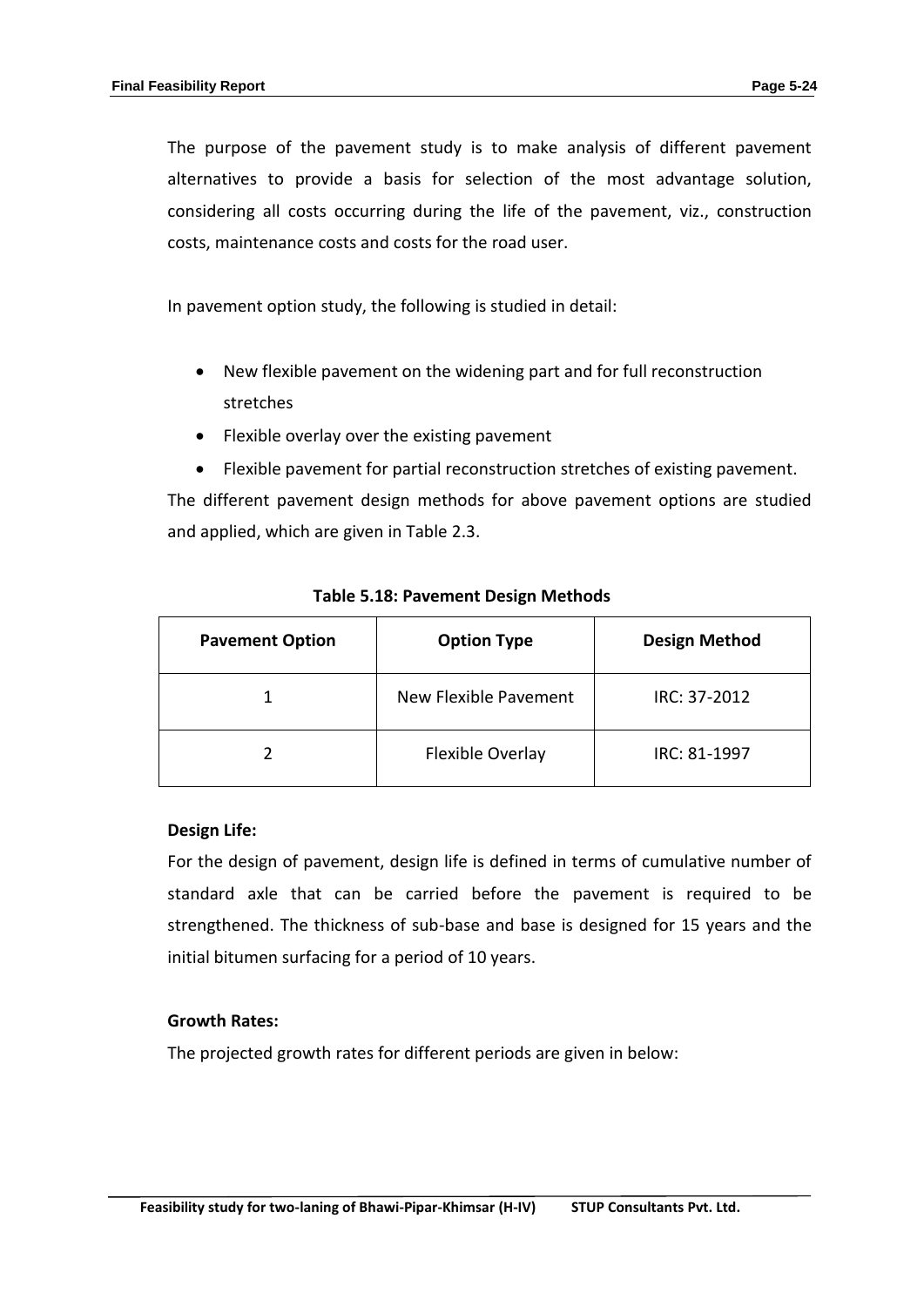The purpose of the pavement study is to make analysis of different pavement alternatives to provide a basis for selection of the most advantage solution, considering all costs occurring during the life of the pavement, viz., construction costs, maintenance costs and costs for the road user.

In pavement option study, the following is studied in detail:

- New flexible pavement on the widening part and for full reconstruction stretches
- Flexible overlay over the existing pavement
- Flexible pavement for partial reconstruction stretches of existing pavement.

The different pavement design methods for above pavement options are studied and applied, which are given in Table 2.3.

**Table 5.18: Pavement Design Methods**

| Pavement Option | Option Type | Design Method |
|---|---|---|
| 1 | New Flexible Pavement | IRC: 37-2012 |
| 2 | Flexible Overlay | IRC: 81-1997 |

**Design Life:**

For the design of pavement, design life is defined in terms of cumulative number of standard axle that can be carried before the pavement is required to be strengthened. The thickness of sub-base and base is designed for 15 years and the initial bitumen surfacing for a period of 10 years.

**Growth Rates:**

The projected growth rates for different periods are given in below: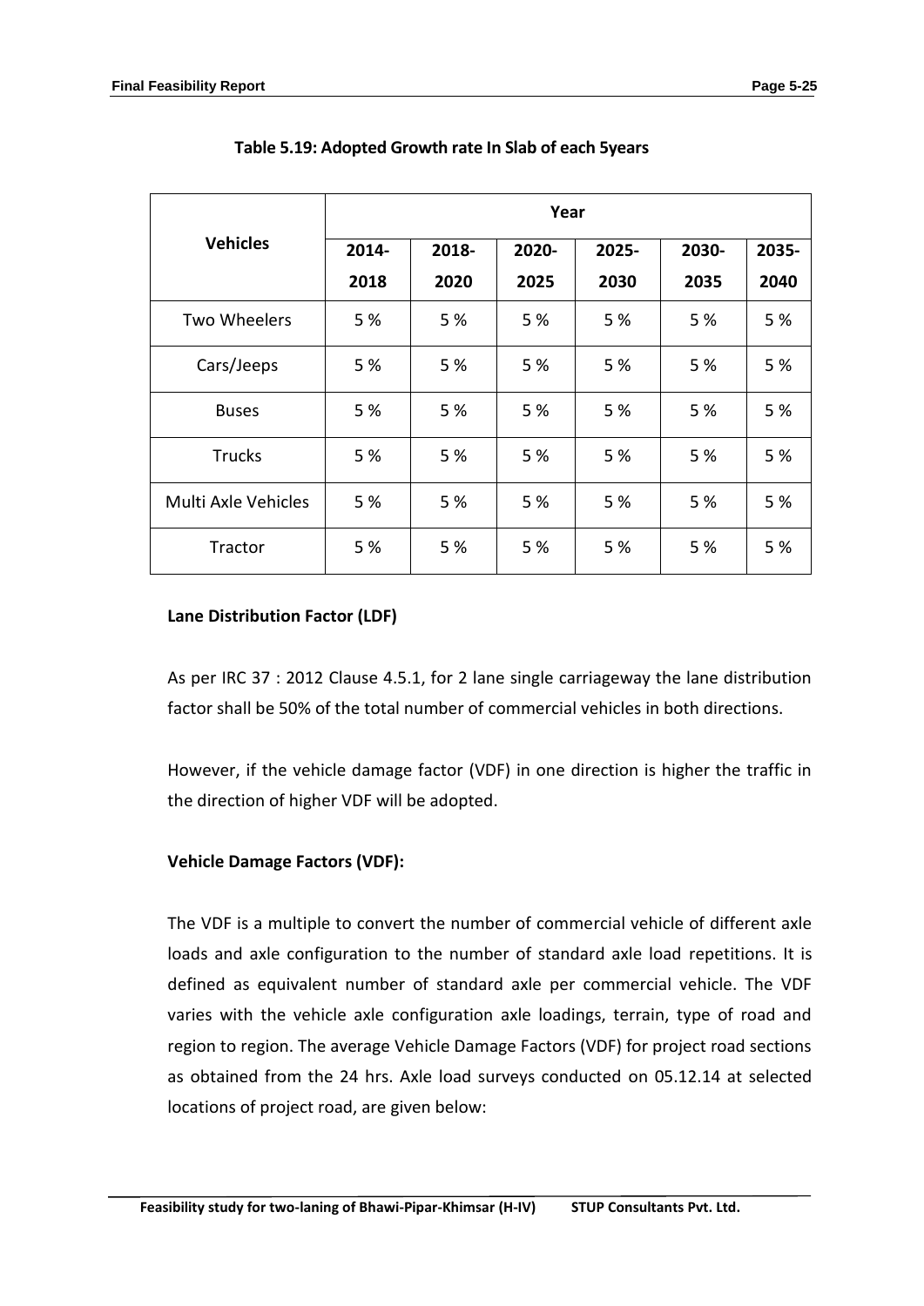**Table 5.19: Adopted Growth rate In Slab of each 5years**

| Vehicles | Year | | | | | |
|---|---|---|---|---|---|---|
| | 2014-2018 | 2018-2020 | 2020-2025 | 2025-2030 | 2030-2035 | 2035-2040 |
| Two Wheelers | 5 % | 5 % | 5 % | 5 % | 5 % | 5 % |
| Cars/Jeeps | 5 % | 5 % | 5 % | 5 % | 5 % | 5 % |
| Buses | 5 % | 5 % | 5 % | 5 % | 5 % | 5 % |
| Trucks | 5 % | 5 % | 5 % | 5 % | 5 % | 5 % |
| Multi Axle Vehicles | 5 % | 5 % | 5 % | 5 % | 5 % | 5 % |
| Tractor | 5 % | 5 % | 5 % | 5 % | 5 % | 5 % |

**Lane Distribution Factor (LDF)**

As per IRC 37 : 2012 Clause 4.5.1, for 2 lane single carriageway the lane distribution factor shall be 50% of the total number of commercial vehicles in both directions.

However, if the vehicle damage factor (VDF) in one direction is higher the traffic in the direction of higher VDF will be adopted.

**Vehicle Damage Factors (VDF):**

The VDF is a multiple to convert the number of commercial vehicle of different axle loads and axle configuration to the number of standard axle load repetitions. It is defined as equivalent number of standard axle per commercial vehicle. The VDF varies with the vehicle axle configuration axle loadings, terrain, type of road and region to region. The average Vehicle Damage Factors (VDF) for project road sections as obtained from the 24 hrs. Axle load surveys conducted on 05.12.14 at selected locations of project road, are given below: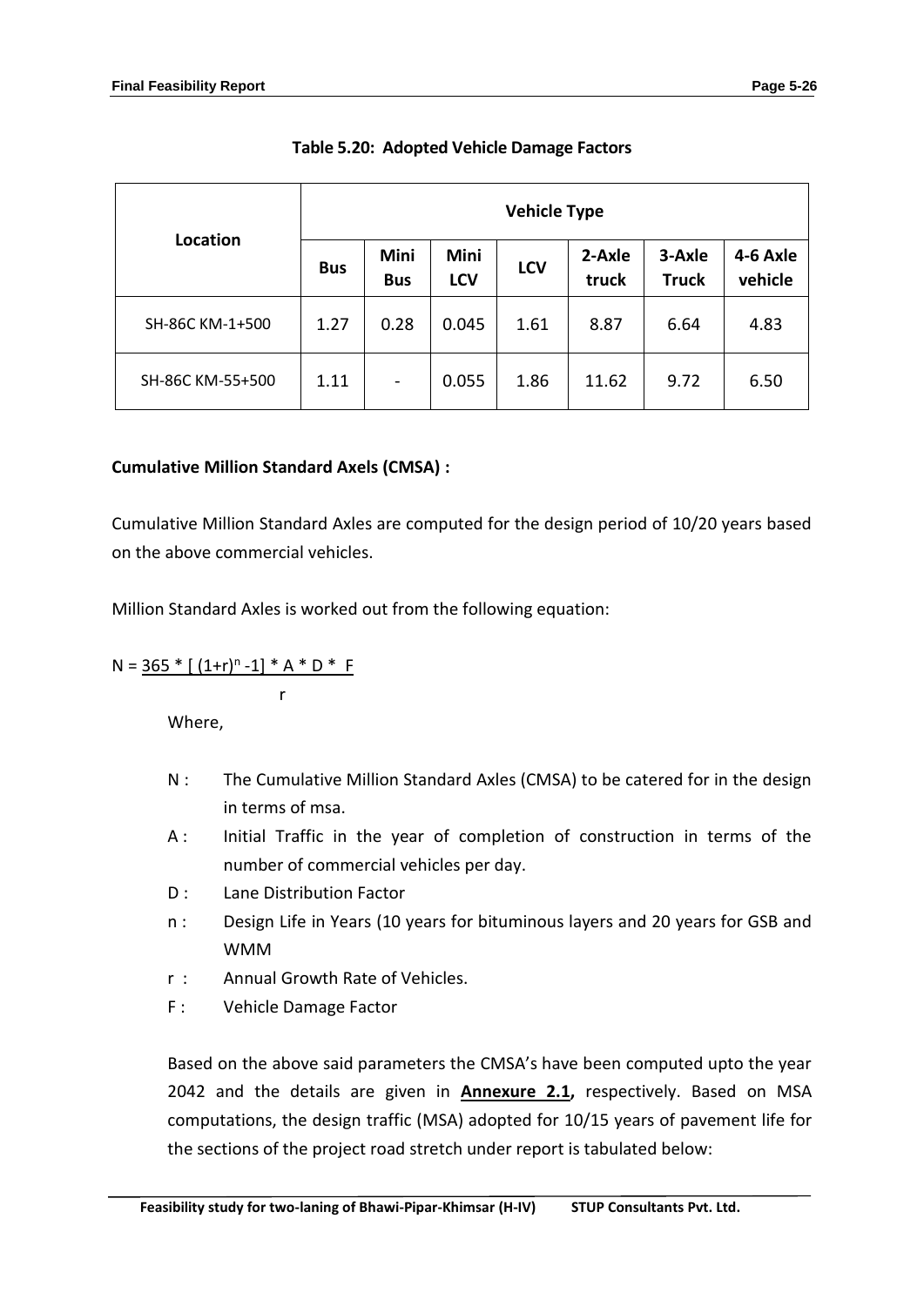**Table 5.20: Adopted Vehicle Damage Factors**

| Location | Vehicle Type | | | | | | |
|---|---|---|---|---|---|---|---|
| | Bus | Mini Bus | Mini LCV | LCV | 2-Axle truck | 3-Axle Truck | 4-6 Axle vehicle |
| SH-86C KM-1+500 | 1.27 | 0.28 | 0.045 | 1.61 | 8.87 | 6.64 | 4.83 |
| SH-86C KM-55+500 | 1.11 | - | 0.055 | 1.86 | 11.62 | 9.72 | 6.50 |

**Cumulative Million Standard Axels (CMSA) :**

Cumulative Million Standard Axles are computed for the design period of 10/20 years based on the above commercial vehicles.

Million Standard Axles is worked out from the following equation:

$$N = \frac{365 * [(1+r)^n - 1] * A * D * F}{r}$$

Where,

- N : The Cumulative Million Standard Axles (CMSA) to be catered for in the design in terms of msa.
- A : Initial Traffic in the year of completion of construction in terms of the number of commercial vehicles per day.
- D : Lane Distribution Factor
- n : Design Life in Years (10 years for bituminous layers and 20 years for GSB and WMM
- r : Annual Growth Rate of Vehicles.
- F : Vehicle Damage Factor

Based on the above said parameters the CMSA's have been computed upto the year 2042 and the details are given in **Annexure 2.1,** respectively. Based on MSA computations, the design traffic (MSA) adopted for 10/15 years of pavement life for the sections of the project road stretch under report is tabulated below: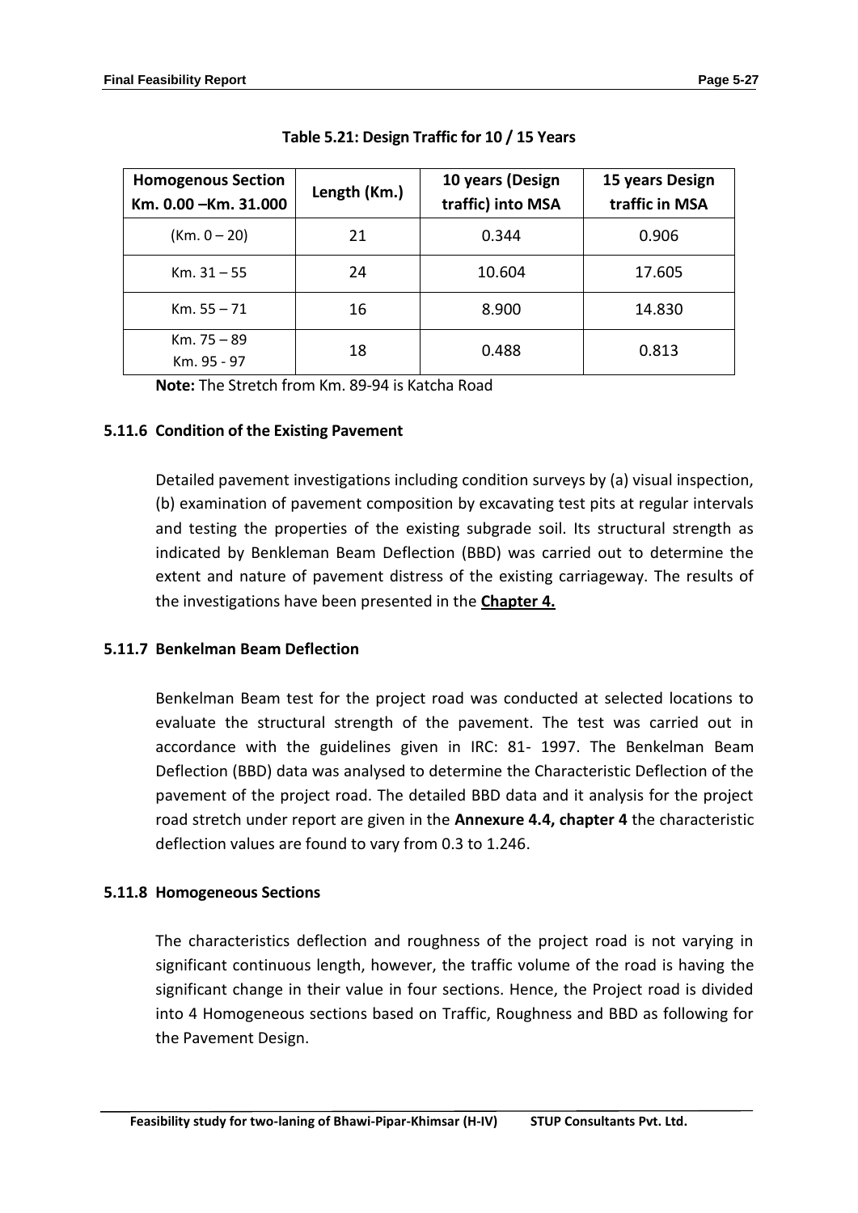**Table 5.21: Design Traffic for 10 / 15 Years**

| Homogenous Section Km. 0.00 –Km. 31.000 | Length (Km.) | 10 years (Design traffic) into MSA | 15 years Design traffic in MSA |
|---|---|---|---|
| (Km. 0 – 20) | 21 | 0.344 | 0.906 |
| Km. 31 – 55 | 24 | 10.604 | 17.605 |
| Km. 55 – 71 | 16 | 8.900 | 14.830 |
| Km. 75 – 89 Km. 95 - 97 | 18 | 0.488 | 0.813 |

**Note:** The Stretch from Km. 89-94 is Katcha Road

### 5.11.6 Condition of the Existing Pavement

Detailed pavement investigations including condition surveys by (a) visual inspection, (b) examination of pavement composition by excavating test pits at regular intervals and testing the properties of the existing subgrade soil. Its structural strength as indicated by Benkleman Beam Deflection (BBD) was carried out to determine the extent and nature of pavement distress of the existing carriageway. The results of the investigations have been presented in the **Chapter 4.**

### 5.11.7 Benkelman Beam Deflection

Benkelman Beam test for the project road was conducted at selected locations to evaluate the structural strength of the pavement. The test was carried out in accordance with the guidelines given in IRC: 81- 1997. The Benkelman Beam Deflection (BBD) data was analysed to determine the Characteristic Deflection of the pavement of the project road. The detailed BBD data and it analysis for the project road stretch under report are given in the **Annexure 4.4, chapter 4** the characteristic deflection values are found to vary from 0.3 to 1.246.

### 5.11.8 Homogeneous Sections

The characteristics deflection and roughness of the project road is not varying in significant continuous length, however, the traffic volume of the road is having the significant change in their value in four sections. Hence, the Project road is divided into 4 Homogeneous sections based on Traffic, Roughness and BBD as following for the Pavement Design.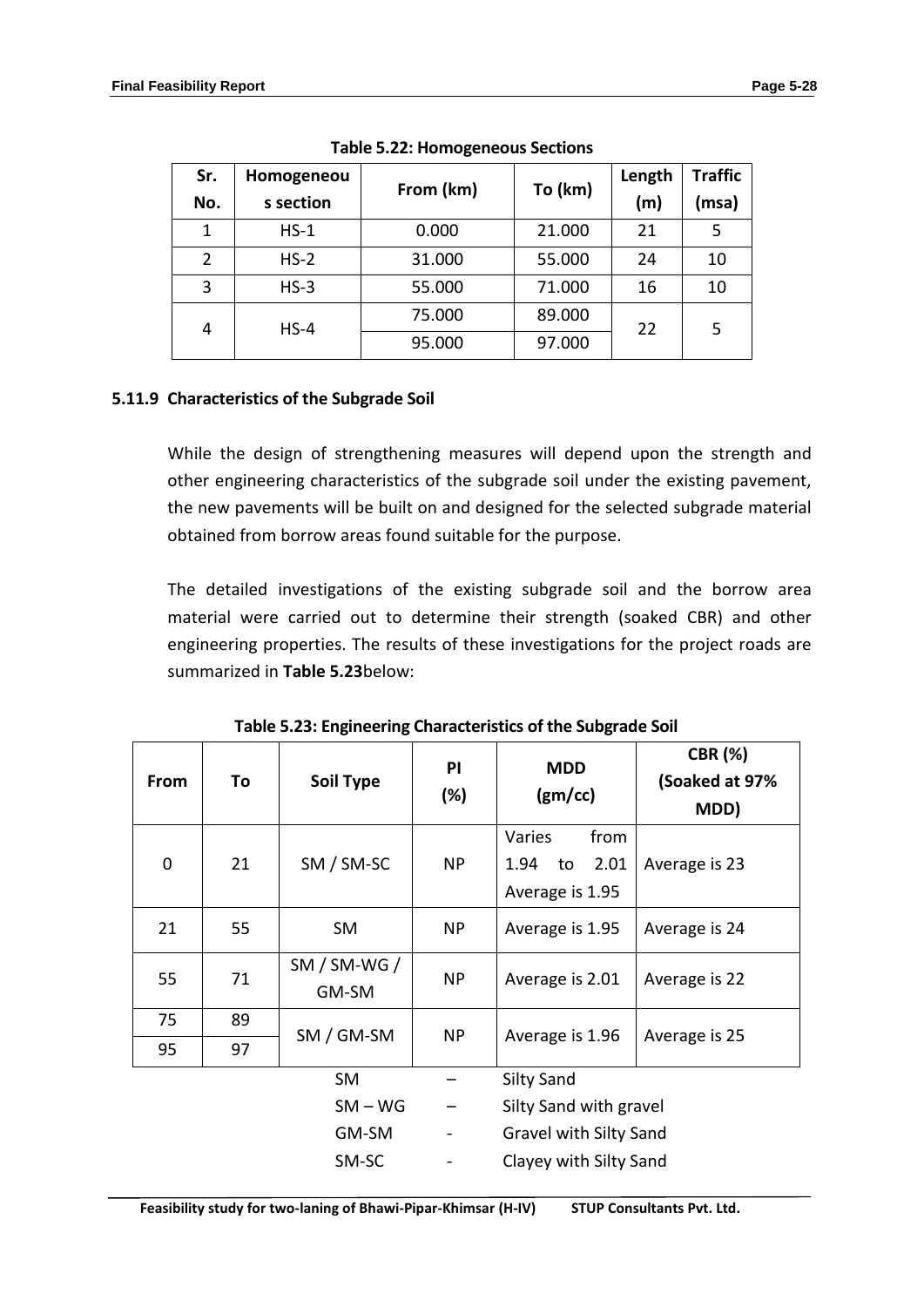**Table 5.22: Homogeneous Sections**

| Sr. No. | Homogeneous section | From (km) | To (km) | Length (m) | Traffic (msa) |
|---|---|---|---|---|---|
| 1 | HS-1 | 0.000 | 21.000 | 21 | 5 |
| 2 | HS-2 | 31.000 | 55.000 | 24 | 10 |
| 3 | HS-3 | 55.000 | 71.000 | 16 | 10 |
| 4 | HS-4 | 75.000 | 89.000 | 22 | 5 |
| | | 95.000 | 97.000 | | |

### 5.11.9 Characteristics of the Subgrade Soil

While the design of strengthening measures will depend upon the strength and other engineering characteristics of the subgrade soil under the existing pavement, the new pavements will be built on and designed for the selected subgrade material obtained from borrow areas found suitable for the purpose.

The detailed investigations of the existing subgrade soil and the borrow area material were carried out to determine their strength (soaked CBR) and other engineering properties. The results of these investigations for the project roads are summarized in **Table 5.23**below:

**Table 5.23: Engineering Characteristics of the Subgrade Soil**

| From | To | Soil Type | PI (%) | MDD (gm/cc) | CBR (%) (Soaked at 97% MDD) |
|---|---|---|---|---|---|
| 0 | 21 | SM / SM-SC | NP | Varies from 1.94 to 2.01 Average is 1.95 | Average is 23 |
| 21 | 55 | SM | NP | Average is 1.95 | Average is 24 |
| 55 | 71 | SM / SM-WG / GM-SM | NP | Average is 2.01 | Average is 22 |
| 75 | 89 | SM / GM-SM | NP | Average is 1.96 | Average is 25 |
| 95 | 97 | | | | |

SM – Silty Sand
SM – WG – Silty Sand with gravel
GM-SM - Gravel with Silty Sand
SM-SC - Clayey with Silty Sand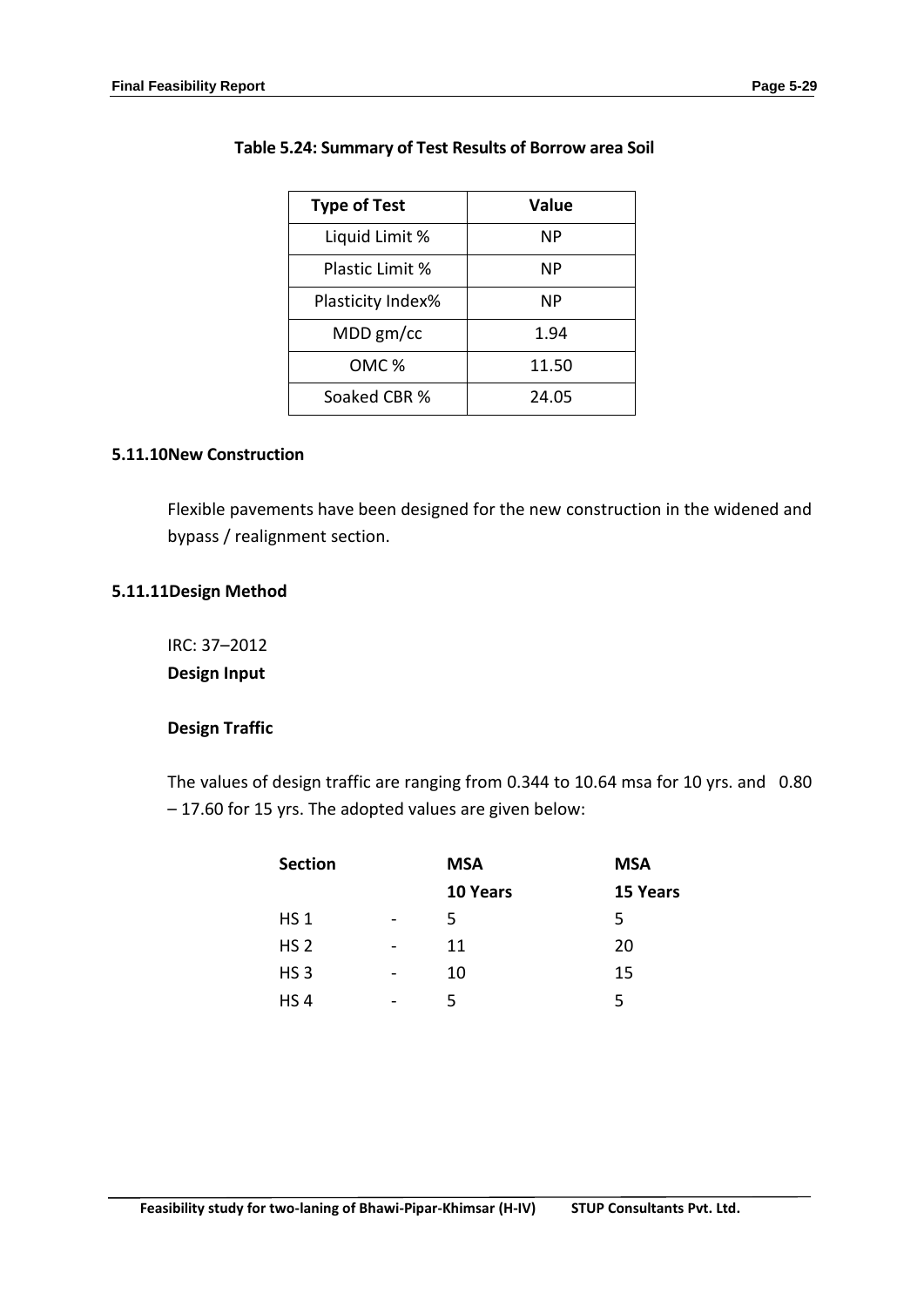**Table 5.24: Summary of Test Results of Borrow area Soil**

| Type of Test | Value |
|---|---|
| Liquid Limit % | NP |
| Plastic Limit % | NP |
| Plasticity Index% | NP |
| MDD gm/cc | 1.94 |
| OMC % | 11.50 |
| Soaked CBR % | 24.05 |

### 5.11.10New Construction

Flexible pavements have been designed for the new construction in the widened and bypass / realignment section.

### 5.11.11Design Method

IRC: 37–2012

**Design Input**

**Design Traffic**

The values of design traffic are ranging from 0.344 to 10.64 msa for 10 yrs. and 0.80 – 17.60 for 15 yrs. The adopted values are given below:

| Section | | MSA 10 Years | MSA 15 Years |
|---|---|---|---|
| HS 1 | - | 5 | 5 |
| HS 2 | - | 11 | 20 |
| HS 3 | - | 10 | 15 |
| HS 4 | - | 5 | 5 |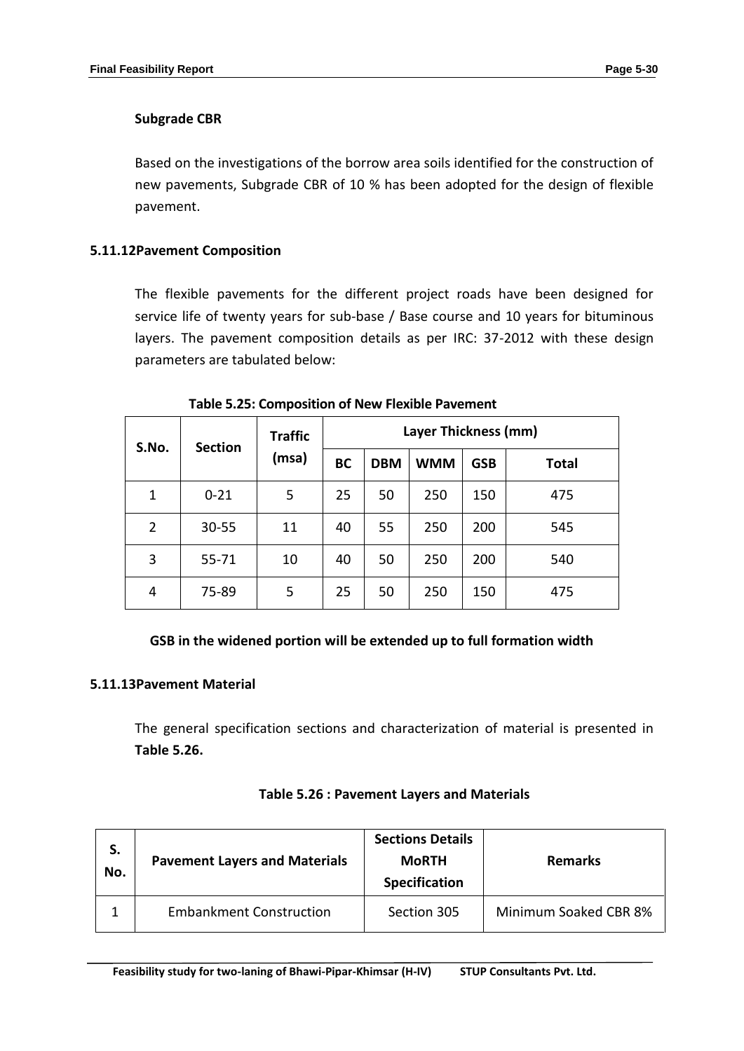**Subgrade CBR**

Based on the investigations of the borrow area soils identified for the construction of new pavements, Subgrade CBR of 10 % has been adopted for the design of flexible pavement.

### 5.11.12 Pavement Composition

The flexible pavements for the different project roads have been designed for service life of twenty years for sub-base / Base course and 10 years for bituminous layers. The pavement composition details as per IRC: 37-2012 with these design parameters are tabulated below:

**Table 5.25: Composition of New Flexible Pavement**

| S.No. | Section | Traffic (msa) | Layer Thickness (mm) | | | | |
|---|---|---|---|---|---|---|---|
| | | | BC | DBM | WMM | GSB | Total |
| 1 | 0-21 | 5 | 25 | 50 | 250 | 150 | 475 |
| 2 | 30-55 | 11 | 40 | 55 | 250 | 200 | 545 |
| 3 | 55-71 | 10 | 40 | 50 | 250 | 200 | 540 |
| 4 | 75-89 | 5 | 25 | 50 | 250 | 150 | 475 |

**GSB in the widened portion will be extended up to full formation width**

### 5.11.13 Pavement Material

The general specification sections and characterization of material is presented in **Table 5.26.**

**Table 5.26 : Pavement Layers and Materials**

| S. No. | Pavement Layers and Materials | Sections Details MoRTH Specification | Remarks |
|---|---|---|---|
| 1 | Embankment Construction | Section 305 | Minimum Soaked CBR 8% |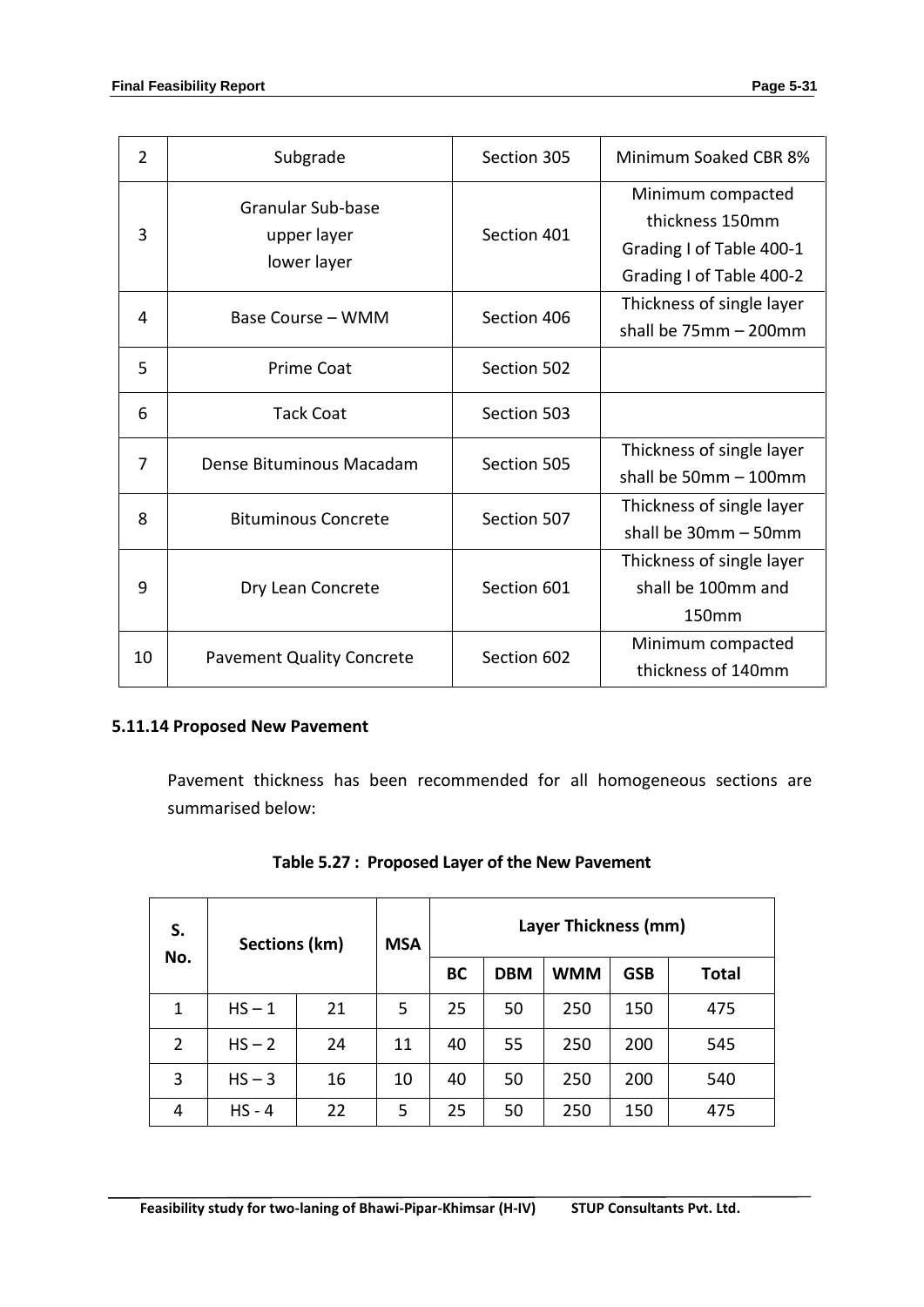| 2 | Subgrade | Section 305 | Minimum Soaked CBR 8% |
|---|---|---|---|
| 3 | Granular Sub-base<br>upper layer<br>lower layer | Section 401 | Minimum compacted thickness 150mm<br>Grading I of Table 400-1<br>Grading I of Table 400-2 |
| 4 | Base Course – WMM | Section 406 | Thickness of single layer shall be 75mm – 200mm |
| 5 | Prime Coat | Section 502 | |
| 6 | Tack Coat | Section 503 | |
| 7 | Dense Bituminous Macadam | Section 505 | Thickness of single layer shall be 50mm – 100mm |
| 8 | Bituminous Concrete | Section 507 | Thickness of single layer shall be 30mm – 50mm |
| 9 | Dry Lean Concrete | Section 601 | Thickness of single layer shall be 100mm and 150mm |
| 10 | Pavement Quality Concrete | Section 602 | Minimum compacted thickness of 140mm |

### 5.11.14 Proposed New Pavement

Pavement thickness has been recommended for all homogeneous sections are summarised below:

**Table 5.27 : Proposed Layer of the New Pavement**

| S. No. | Sections (km) | | MSA | Layer Thickness (mm) | | | | |
|---|---|---|---|---|---|---|---|---|
| | | | | BC | DBM | WMM | GSB | Total |
| 1 | HS – 1 | 21 | 5 | 25 | 50 | 250 | 150 | 475 |
| 2 | HS – 2 | 24 | 11 | 40 | 55 | 250 | 200 | 545 |
| 3 | HS – 3 | 16 | 10 | 40 | 50 | 250 | 200 | 540 |
| 4 | HS - 4 | 22 | 5 | 25 | 50 | 250 | 150 | 475 |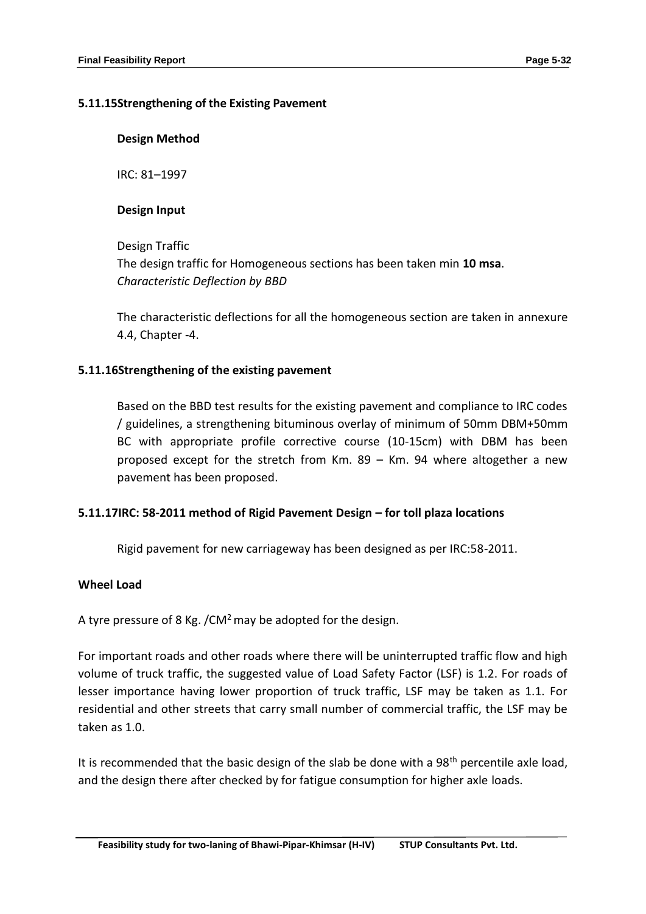### 5.11.15 Strengthening of the Existing Pavement

**Design Method**

IRC: 81–1997

**Design Input**

Design Traffic
The design traffic for Homogeneous sections has been taken min **10 msa**.
*Characteristic Deflection by BBD*

The characteristic deflections for all the homogeneous section are taken in annexure 4.4, Chapter -4.

### 5.11.16 Strengthening of the existing pavement

Based on the BBD test results for the existing pavement and compliance to IRC codes / guidelines, a strengthening bituminous overlay of minimum of 50mm DBM+50mm BC with appropriate profile corrective course (10-15cm) with DBM has been proposed except for the stretch from Km. 89 – Km. 94 where altogether a new pavement has been proposed.

### 5.11.17 IRC: 58-2011 method of Rigid Pavement Design – for toll plaza locations

Rigid pavement for new carriageway has been designed as per IRC:58-2011.

**Wheel Load**

A tyre pressure of 8 Kg. /CM$^2$ may be adopted for the design.

For important roads and other roads where there will be uninterrupted traffic flow and high volume of truck traffic, the suggested value of Load Safety Factor (LSF) is 1.2. For roads of lesser importance having lower proportion of truck traffic, LSF may be taken as 1.1. For residential and other streets that carry small number of commercial traffic, the LSF may be taken as 1.0.

It is recommended that the basic design of the slab be done with a 98$^{th}$ percentile axle load, and the design there after checked by for fatigue consumption for higher axle loads.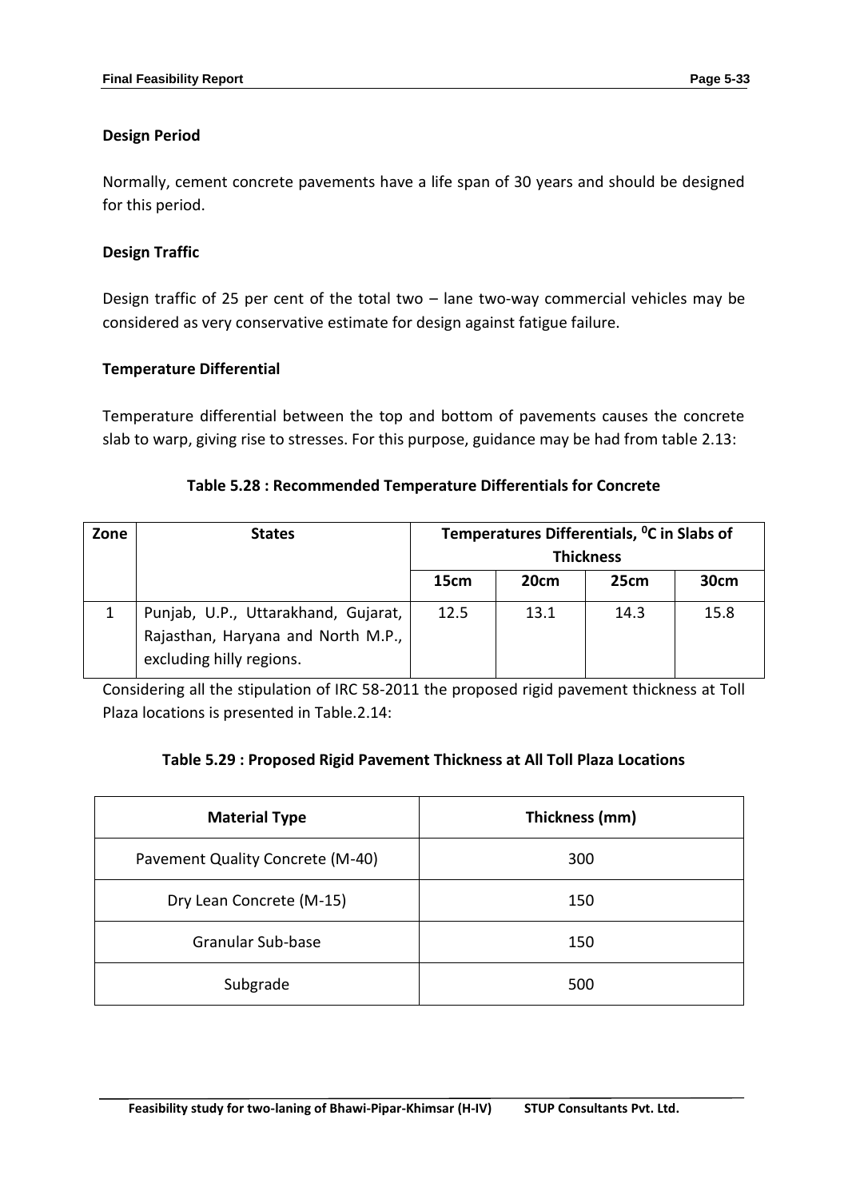**Design Period**

Normally, cement concrete pavements have a life span of 30 years and should be designed for this period.

**Design Traffic**

Design traffic of 25 per cent of the total two – lane two-way commercial vehicles may be considered as very conservative estimate for design against fatigue failure.

**Temperature Differential**

Temperature differential between the top and bottom of pavements causes the concrete slab to warp, giving rise to stresses. For this purpose, guidance may be had from table 2.13:

**Table 5.28 : Recommended Temperature Differentials for Concrete**

| Zone | States | Temperatures Differentials, $^0C$ in Slabs of Thickness | | | |
|---|---|---|---|---|---|
| | | 15cm | 20cm | 25cm | 30cm |
| 1 | Punjab, U.P., Uttarakhand, Gujarat, Rajasthan, Haryana and North M.P., excluding hilly regions. | 12.5 | 13.1 | 14.3 | 15.8 |

Considering all the stipulation of IRC 58-2011 the proposed rigid pavement thickness at Toll Plaza locations is presented in Table.2.14:

**Table 5.29 : Proposed Rigid Pavement Thickness at All Toll Plaza Locations**

| Material Type | Thickness (mm) |
|---|---|
| Pavement Quality Concrete (M-40) | 300 |
| Dry Lean Concrete (M-15) | 150 |
| Granular Sub-base | 150 |
| Subgrade | 500 |